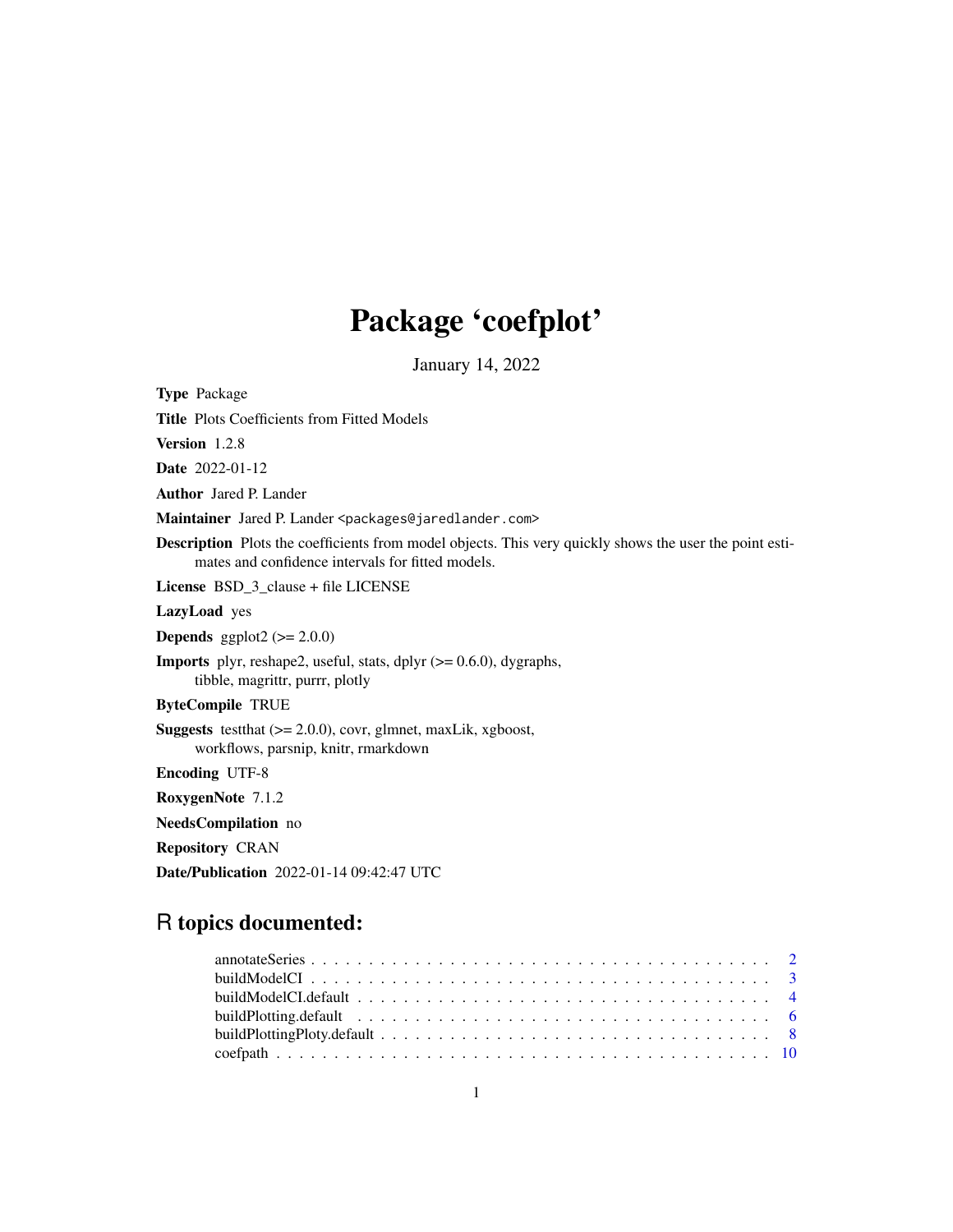# Package 'coefplot'

January 14, 2022

**Type** Package

**Title** Plots Coefficients from Fitted Models

**Version** 1.2.8

**Date** 2022-01-12

**Author** Jared P. Lander

**Maintainer** Jared P. Lander <packages@jaredlander.com>

**Description** Plots the coefficients from model objects. This very quickly shows the user the point estimates and confidence intervals for fitted models.

**License** BSD_3_clause + file LICENSE

**LazyLoad** yes

**Depends** ggplot2 (>= 2.0.0)

**Imports** plyr, reshape2, useful, stats, dplyr (>= 0.6.0), dygraphs, tibble, magrittr, purrr, plotly

**ByteCompile** TRUE

**Suggests** testthat (>= 2.0.0), covr, glmnet, maxLik, xgboost, workflows, parsnip, knitr, rmarkdown

**Encoding** UTF-8

**RoxygenNote** 7.1.2

**NeedsCompilation** no

**Repository** CRAN

**Date/Publication** 2022-01-14 09:42:47 UTC

## R topics documented:

- annotateSeries . . . . . . . . . . 2
- buildModelCI . . . . . . . . . . 3
- buildModelCI.default . . . . . . . . . . 4
- buildPlotting.default . . . . . . . . . . 6
- buildPlottingPloty.default . . . . . . . . . . 8
- coefpath . . . . . . . . . . 10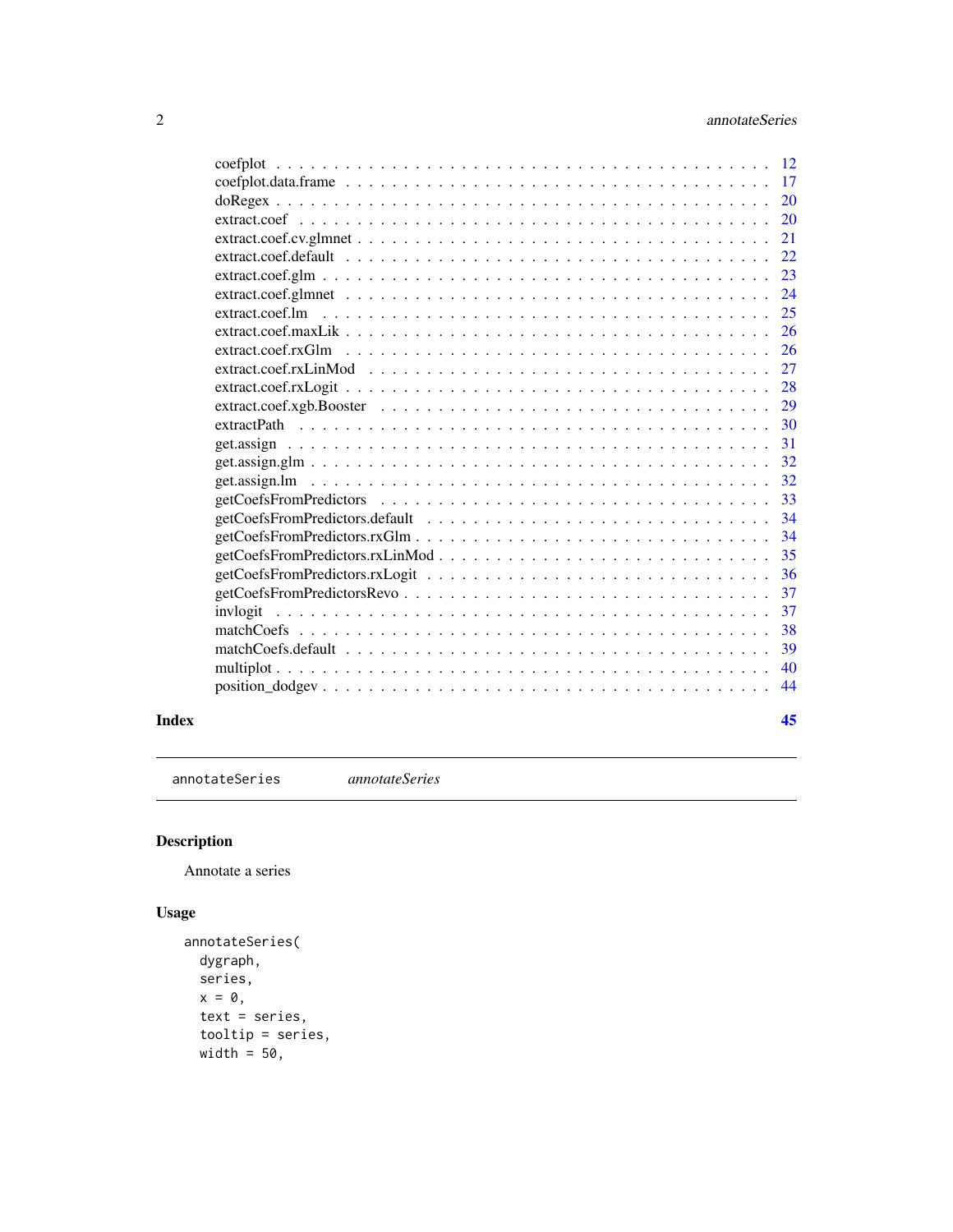| | |
|---|---|
| coefplot | 12 |
| coefplot.data.frame | 17 |
| doRegex | 20 |
| extract.coef | 20 |
| extract.coef.cv.glmnet | 21 |
| extract.coef.default | 22 |
| extract.coef.glm | 23 |
| extract.coef.glmnet | 24 |
| extract.coef.lm | 25 |
| extract.coef.maxLik | 26 |
| extract.coef.rxGlm | 26 |
| extract.coef.rxLinMod | 27 |
| extract.coef.rxLogit | 28 |
| extract.coef.xgb.Booster | 29 |
| extractPath | 30 |
| get.assign | 31 |
| get.assign.glm | 32 |
| get.assign.lm | 32 |
| getCoefsFromPredictors | 33 |
| getCoefsFromPredictors.default | 34 |
| getCoefsFromPredictors.rxGlm | 34 |
| getCoefsFromPredictors.rxLinMod | 35 |
| getCoefsFromPredictors.rxLogit | 36 |
| getCoefsFromPredictorsRevo | 37 |
| invlogit | 37 |
| matchCoefs | 38 |
| matchCoefs.default | 39 |
| multiplot | 40 |
| position_dodgev | 44 |

**Index** **45**

---

`annotateSeries` *annotateSeries*

---

## Description

Annotate a series

## Usage

```
annotateSeries(
  dygraph,
  series,
  x = 0,
  text = series,
  tooltip = series,
  width = 50,
```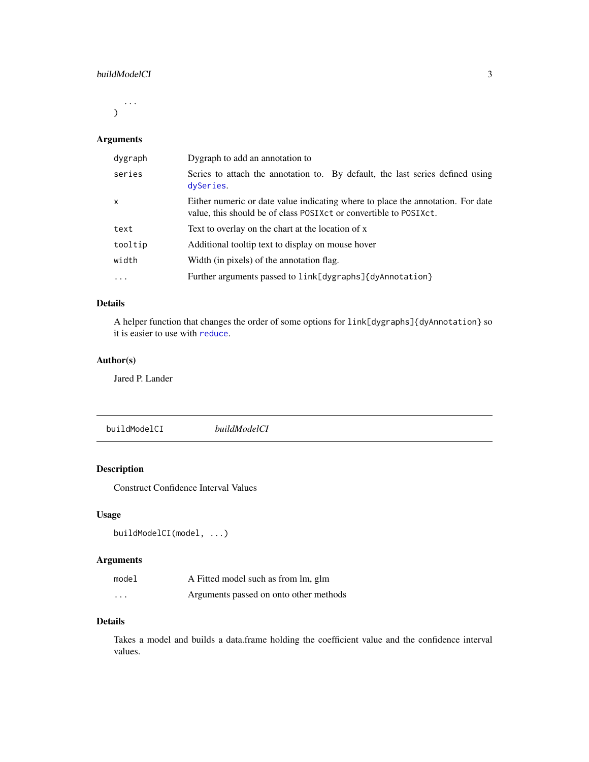```
    ...
)
```

### Arguments

| | |
|---|---|
| `dygraph` | Dygraph to add an annotation to |
| `series` | Series to attach the annotation to. By default, the last series defined using `dySeries`. |
| `x` | Either numeric or date value indicating where to place the annotation. For date value, this should be of class `POSIXct` or convertible to `POSIXct`. |
| `text` | Text to overlay on the chart at the location of x |
| `tooltip` | Additional tooltip text to display on mouse hover |
| `width` | Width (in pixels) of the annotation flag. |
| `...` | Further arguments passed to `link[dygraphs]{dyAnnotation}` |

### Details

A helper function that changes the order of some options for `link[dygraphs]{dyAnnotation}` so it is easier to use with `reduce`.

### Author(s)

Jared P. Lander

---

## buildModelCI *buildModelCI*

---

### Description

Construct Confidence Interval Values

### Usage

```
buildModelCI(model, ...)
```

### Arguments

| | |
|---|---|
| `model` | A Fitted model such as from lm, glm |
| `...` | Arguments passed on onto other methods |

### Details

Takes a model and builds a data.frame holding the coefficient value and the confidence interval values.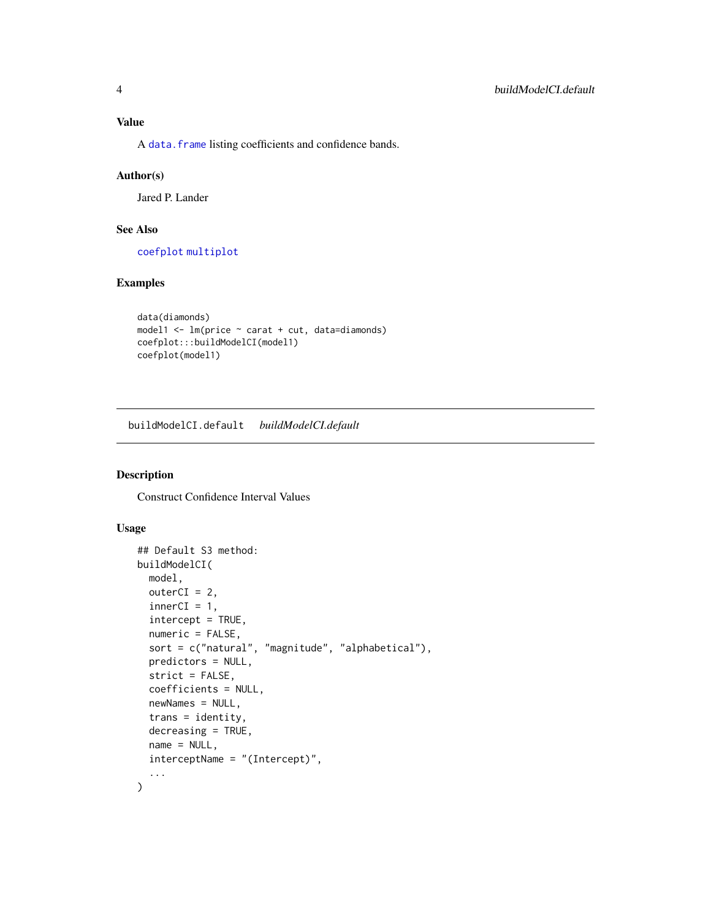### Value

A `data.frame` listing coefficients and confidence bands.

### Author(s)

Jared P. Lander

### See Also

`coefplot` `multiplot`

### Examples

```
data(diamonds)
model1 <- lm(price ~ carat + cut, data=diamonds)
coefplot:::buildModelCI(model1)
coefplot(model1)
```

---

## buildModelCI.default    *buildModelCI.default*

---

### Description

Construct Confidence Interval Values

### Usage

```
## Default S3 method:
buildModelCI(
  model,
  outerCI = 2,
  innerCI = 1,
  intercept = TRUE,
  numeric = FALSE,
  sort = c("natural", "magnitude", "alphabetical"),
  predictors = NULL,
  strict = FALSE,
  coefficients = NULL,
  newNames = NULL,
  trans = identity,
  decreasing = TRUE,
  name = NULL,
  interceptName = "(Intercept)",
  ...
)
```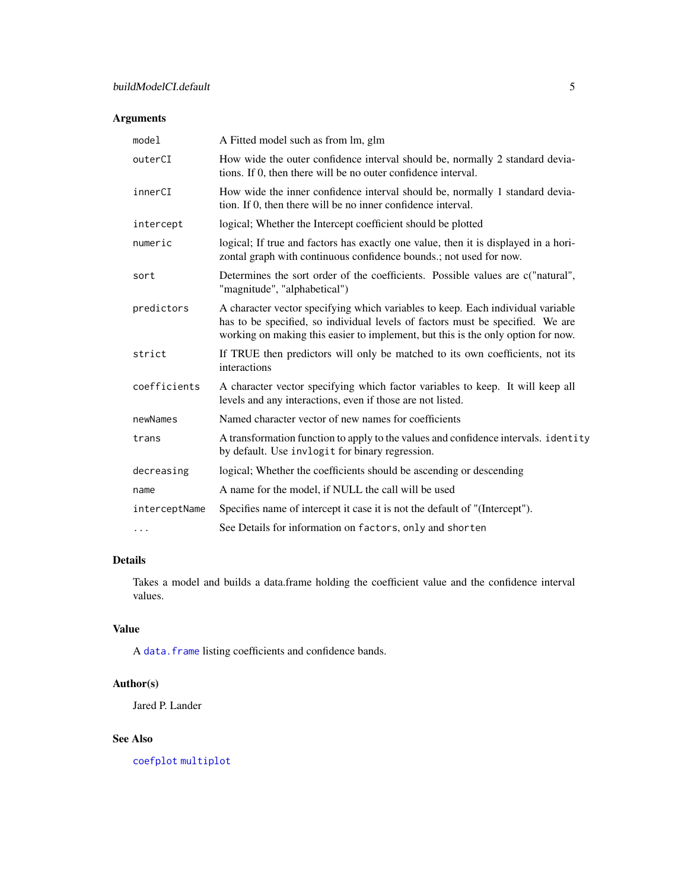## Arguments

| Argument | Description |
| --- | --- |
| `model` | A Fitted model such as from lm, glm |
| `outerCI` | How wide the outer confidence interval should be, normally 2 standard deviations. If 0, then there will be no outer confidence interval. |
| `innerCI` | How wide the inner confidence interval should be, normally 1 standard deviation. If 0, then there will be no inner confidence interval. |
| `intercept` | logical; Whether the Intercept coefficient should be plotted |
| `numeric` | logical; If true and factors has exactly one value, then it is displayed in a horizontal graph with continuous confidence bounds.; not used for now. |
| `sort` | Determines the sort order of the coefficients. Possible values are c("natural", "magnitude", "alphabetical") |
| `predictors` | A character vector specifying which variables to keep. Each individual variable has to be specified, so individual levels of factors must be specified. We are working on making this easier to implement, but this is the only option for now. |
| `strict` | If TRUE then predictors will only be matched to its own coefficients, not its interactions |
| `coefficients` | A character vector specifying which factor variables to keep. It will keep all levels and any interactions, even if those are not listed. |
| `newNames` | Named character vector of new names for coefficients |
| `trans` | A transformation function to apply to the values and confidence intervals. `identity` by default. Use `invlogit` for binary regression. |
| `decreasing` | logical; Whether the coefficients should be ascending or descending |
| `name` | A name for the model, if NULL the call will be used |
| `interceptName` | Specifies name of intercept it case it is not the default of "(Intercept"). |
| `...` | See Details for information on `factors`, `only` and `shorten` |

## Details

Takes a model and builds a data.frame holding the coefficient value and the confidence interval values.

## Value

A `data.frame` listing coefficients and confidence bands.

## Author(s)

Jared P. Lander

## See Also

`coefplot` `multiplot`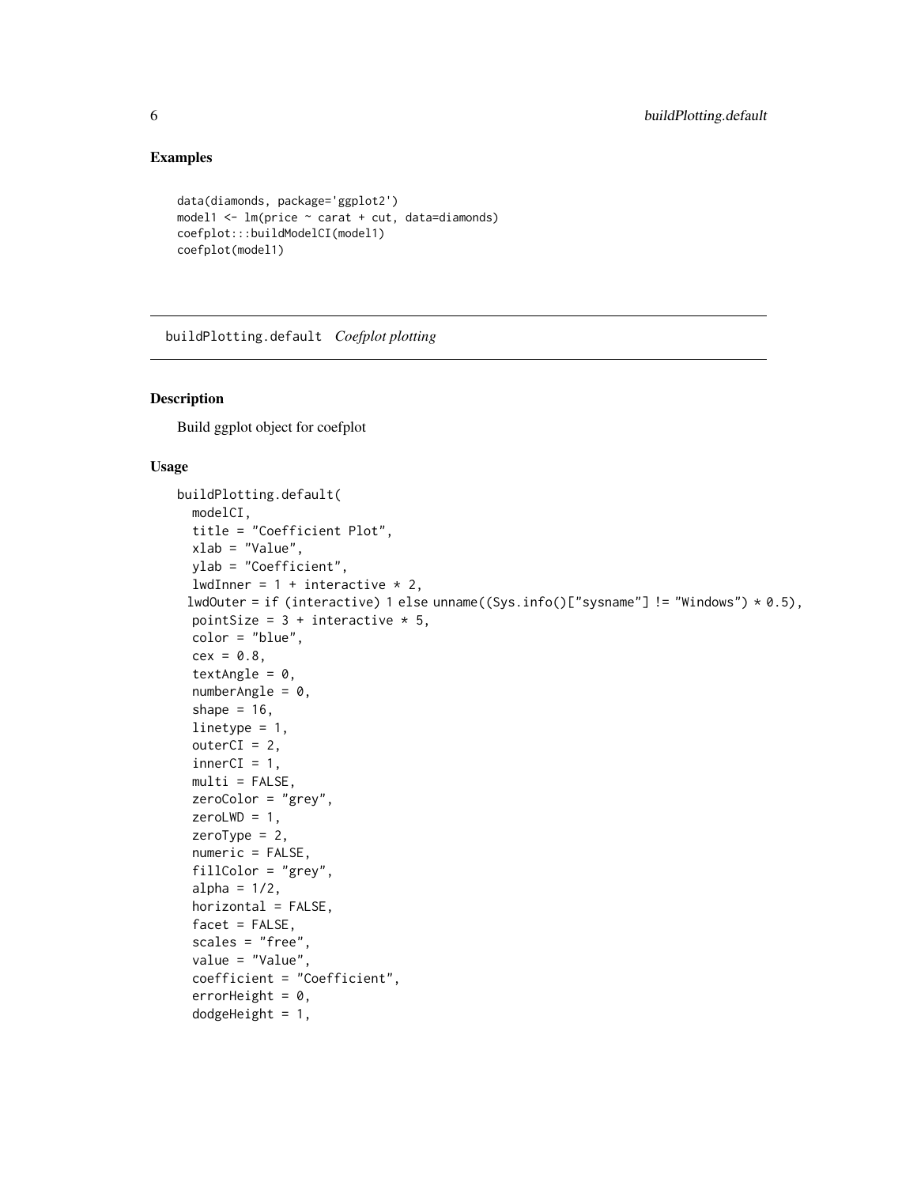## Examples

```
data(diamonds, package='ggplot2')
model1 <- lm(price ~ carat + cut, data=diamonds)
coefplot:::buildModelCI(model1)
coefplot(model1)
```

---

# buildPlotting.default *Coefplot plotting*

## Description

Build ggplot object for coefplot

## Usage

```
buildPlotting.default(
  modelCI,
  title = "Coefficient Plot",
  xlab = "Value",
  ylab = "Coefficient",
  lwdInner = 1 + interactive * 2,
 lwdOuter = if (interactive) 1 else unname((Sys.info()["sysname"] != "Windows") * 0.5),
  pointSize = 3 + interactive * 5,
  color = "blue",
  cex = 0.8,
  textAngle = 0,
  numberAngle = 0,
  shape = 16,
  linetype = 1,
  outerCI = 2,
  innerCI = 1,
  multi = FALSE,
  zeroColor = "grey",
  zeroLWD = 1,
  zeroType = 2,
  numeric = FALSE,
  fillColor = "grey",
  alpha = 1/2,
  horizontal = FALSE,
  facet = FALSE,
  scales = "free",
  value = "Value",
  coefficient = "Coefficient",
  errorHeight = 0,
  dodgeHeight = 1,
```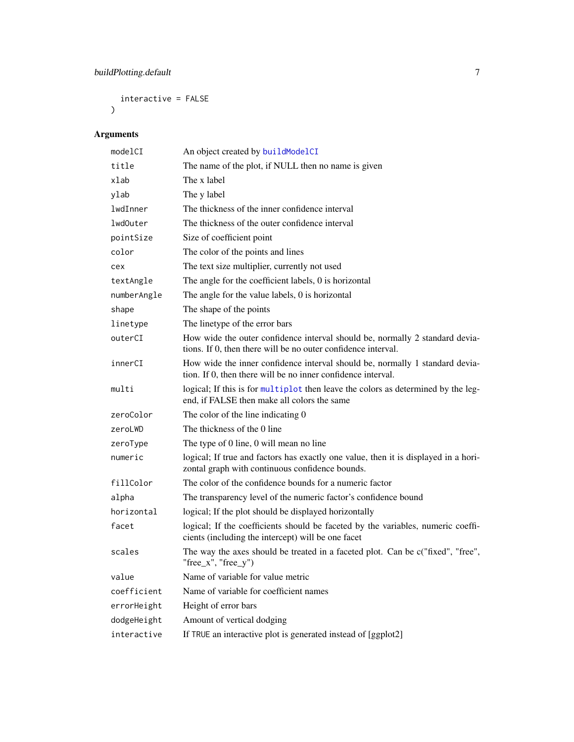```
  interactive = FALSE
)
```

## Arguments

| | |
|---|---|
| modelCI | An object created by buildModelCI |
| title | The name of the plot, if NULL then no name is given |
| xlab | The x label |
| ylab | The y label |
| lwdInner | The thickness of the inner confidence interval |
| lwdOuter | The thickness of the outer confidence interval |
| pointSize | Size of coefficient point |
| color | The color of the points and lines |
| cex | The text size multiplier, currently not used |
| textAngle | The angle for the coefficient labels, 0 is horizontal |
| numberAngle | The angle for the value labels, 0 is horizontal |
| shape | The shape of the points |
| linetype | The linetype of the error bars |
| outerCI | How wide the outer confidence interval should be, normally 2 standard deviations. If 0, then there will be no outer confidence interval. |
| innerCI | How wide the inner confidence interval should be, normally 1 standard deviation. If 0, then there will be no inner confidence interval. |
| multi | logical; If this is for multiplot then leave the colors as determined by the legend, if FALSE then make all colors the same |
| zeroColor | The color of the line indicating 0 |
| zeroLWD | The thickness of the 0 line |
| zeroType | The type of 0 line, 0 will mean no line |
| numeric | logical; If true and factors has exactly one value, then it is displayed in a horizontal graph with continuous confidence bounds. |
| fillColor | The color of the confidence bounds for a numeric factor |
| alpha | The transparency level of the numeric factor's confidence bound |
| horizontal | logical; If the plot should be displayed horizontally |
| facet | logical; If the coefficients should be faceted by the variables, numeric coefficients (including the intercept) will be one facet |
| scales | The way the axes should be treated in a faceted plot. Can be c("fixed", "free", "free_x", "free_y") |
| value | Name of variable for value metric |
| coefficient | Name of variable for coefficient names |
| errorHeight | Height of error bars |
| dodgeHeight | Amount of vertical dodging |
| interactive | If TRUE an interactive plot is generated instead of [ggplot2] |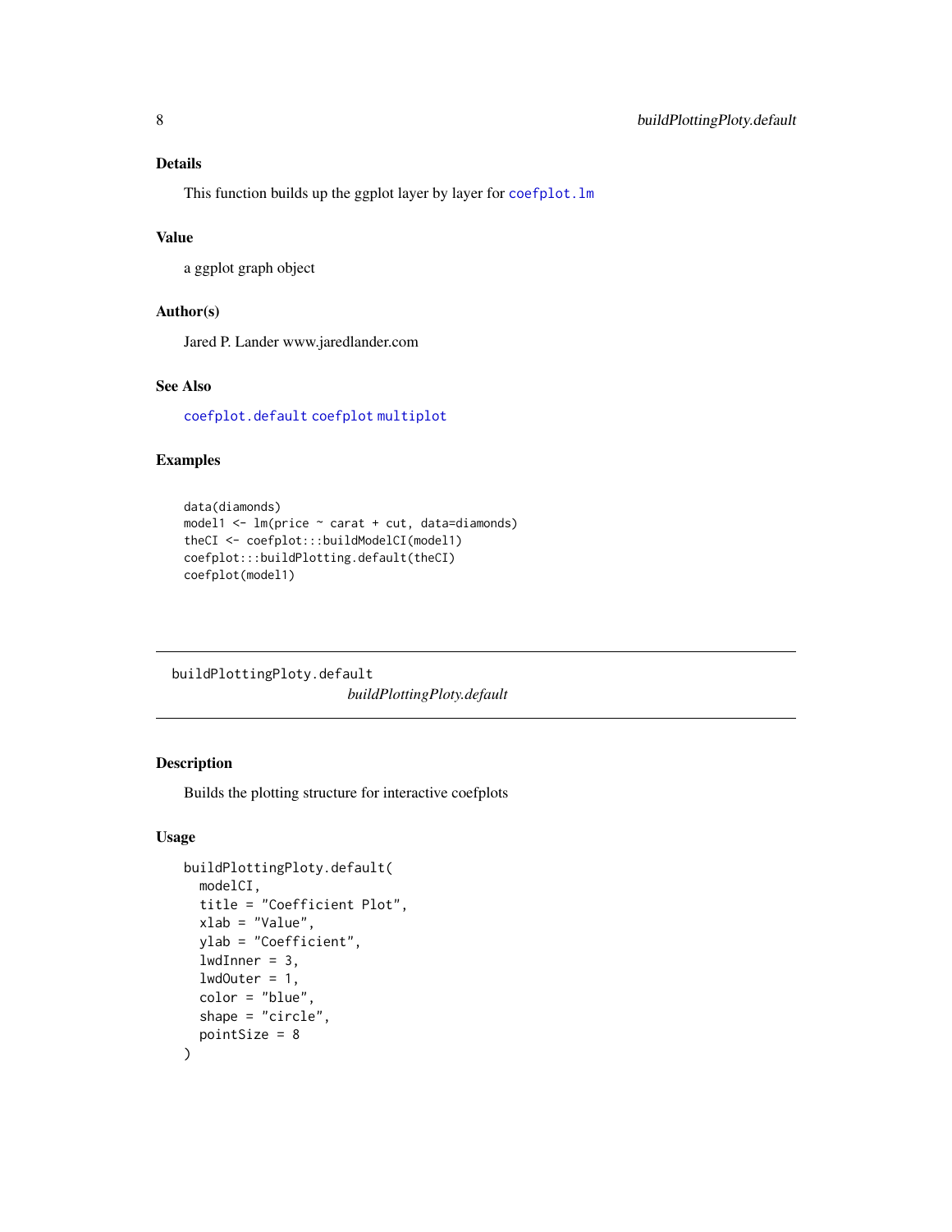## Details

This function builds up the ggplot layer by layer for `coefplot.lm`

## Value

a ggplot graph object

## Author(s)

Jared P. Lander www.jaredlander.com

## See Also

`coefplot.default` `coefplot` `multiplot`

## Examples

```
data(diamonds)
model1 <- lm(price ~ carat + cut, data=diamonds)
theCI <- coefplot:::buildModelCI(model1)
coefplot:::buildPlotting.default(theCI)
coefplot(model1)
```

---

# buildPlottingPloty.default

*buildPlottingPloty.default*

---

## Description

Builds the plotting structure for interactive coefplots

## Usage

```
buildPlottingPloty.default(
  modelCI,
  title = "Coefficient Plot",
  xlab = "Value",
  ylab = "Coefficient",
  lwdInner = 3,
  lwdOuter = 1,
  color = "blue",
  shape = "circle",
  pointSize = 8
)
```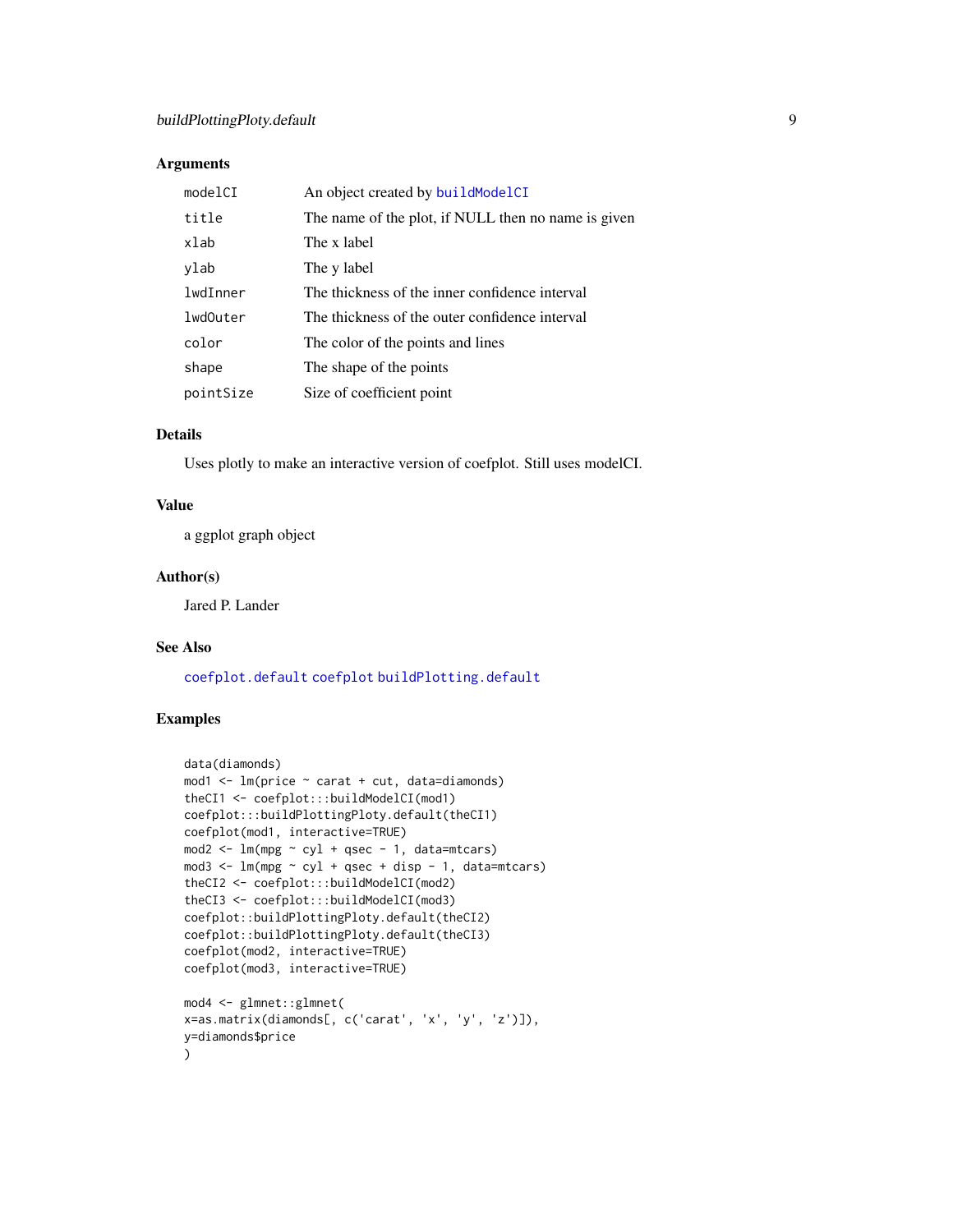## Arguments

| | |
|---|---|
| modelCI | An object created by buildModelCI |
| title | The name of the plot, if NULL then no name is given |
| xlab | The x label |
| ylab | The y label |
| lwdInner | The thickness of the inner confidence interval |
| lwdOuter | The thickness of the outer confidence interval |
| color | The color of the points and lines |
| shape | The shape of the points |
| pointSize | Size of coefficient point |

## Details

Uses plotly to make an interactive version of coefplot. Still uses modelCI.

## Value

a ggplot graph object

## Author(s)

Jared P. Lander

## See Also

coefplot.default coefplot buildPlotting.default

## Examples

```
data(diamonds)
mod1 <- lm(price ~ carat + cut, data=diamonds)
theCI1 <- coefplot:::buildModelCI(mod1)
coefplot:::buildPlottingPloty.default(theCI1)
coefplot(mod1, interactive=TRUE)
mod2 <- lm(mpg ~ cyl + qsec - 1, data=mtcars)
mod3 <- lm(mpg ~ cyl + qsec + disp - 1, data=mtcars)
theCI2 <- coefplot:::buildModelCI(mod2)
theCI3 <- coefplot:::buildModelCI(mod3)
coefplot::buildPlottingPloty.default(theCI2)
coefplot::buildPlottingPloty.default(theCI3)
coefplot(mod2, interactive=TRUE)
coefplot(mod3, interactive=TRUE)

mod4 <- glmnet::glmnet(
x=as.matrix(diamonds[, c('carat', 'x', 'y', 'z')]),
y=diamonds$price
)
```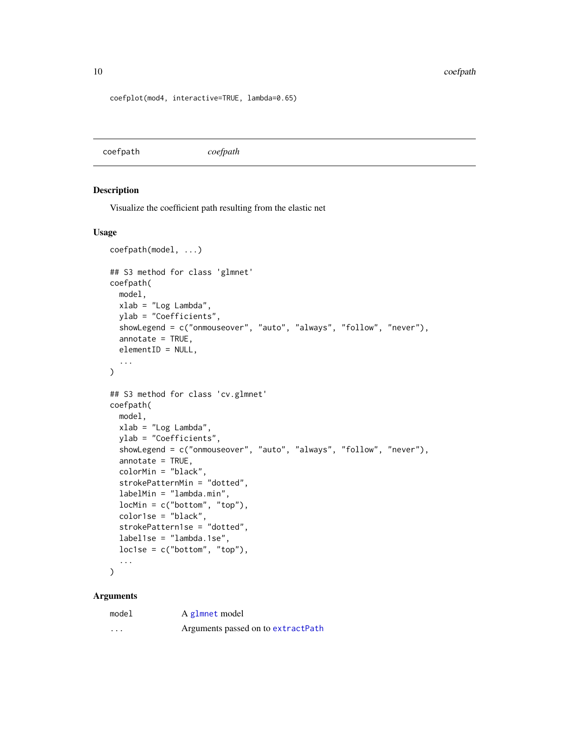```
coefplot(mod4, interactive=TRUE, lambda=0.65)
```

## coefpath *coefpath*

### Description

Visualize the coefficient path resulting from the elastic net

### Usage

```
coefpath(model, ...)

## S3 method for class 'glmnet'
coefpath(
  model,
  xlab = "Log Lambda",
  ylab = "Coefficients",
  showLegend = c("onmouseover", "auto", "always", "follow", "never"),
  annotate = TRUE,
  elementID = NULL,
  ...
)

## S3 method for class 'cv.glmnet'
coefpath(
  model,
  xlab = "Log Lambda",
  ylab = "Coefficients",
  showLegend = c("onmouseover", "auto", "always", "follow", "never"),
  annotate = TRUE,
  colorMin = "black",
  strokePatternMin = "dotted",
  labelMin = "lambda.min",
  locMin = c("bottom", "top"),
  color1se = "black",
  strokePattern1se = "dotted",
  label1se = "lambda.1se",
  loc1se = c("bottom", "top"),
  ...
)
```

### Arguments

| | |
|---|---|
| `model` | A `glmnet` model |
| `...` | Arguments passed on to `extractPath` |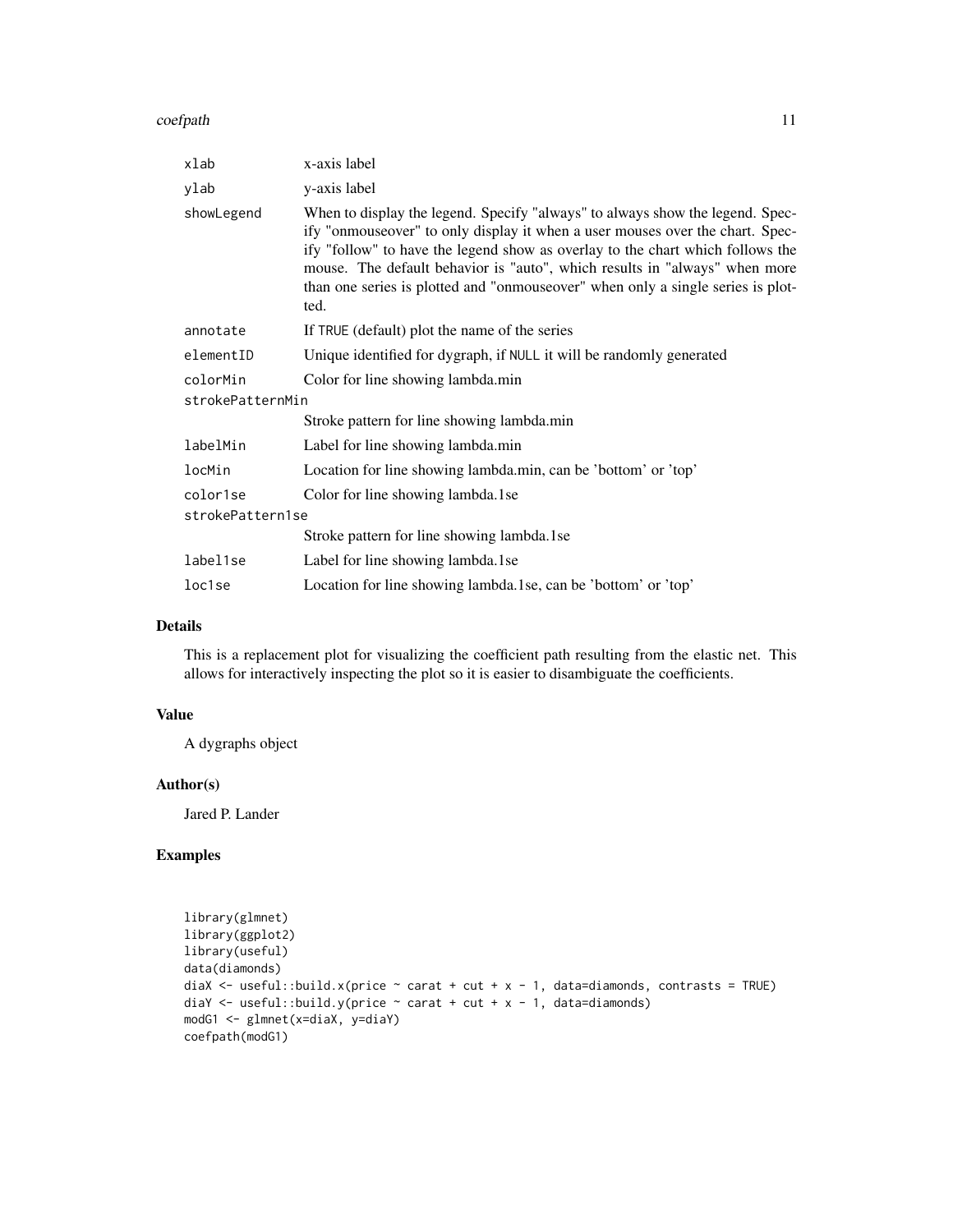| | |
|---|---|
| `xlab` | x-axis label |
| `ylab` | y-axis label |
| `showLegend` | When to display the legend. Specify "always" to always show the legend. Specify "onmouseover" to only display it when a user mouses over the chart. Specify "follow" to have the legend show as overlay to the chart which follows the mouse. The default behavior is "auto", which results in "always" when more than one series is plotted and "onmouseover" when only a single series is plotted. |
| `annotate` | If `TRUE` (default) plot the name of the series |
| `elementID` | Unique identified for dygraph, if `NULL` it will be randomly generated |
| `colorMin` | Color for line showing lambda.min |
| `strokePatternMin` | Stroke pattern for line showing lambda.min |
| `labelMin` | Label for line showing lambda.min |
| `locMin` | Location for line showing lambda.min, can be 'bottom' or 'top' |
| `color1se` | Color for line showing lambda.1se |
| `strokePattern1se` | Stroke pattern for line showing lambda.1se |
| `label1se` | Label for line showing lambda.1se |
| `loc1se` | Location for line showing lambda.1se, can be 'bottom' or 'top' |

## Details

This is a replacement plot for visualizing the coefficient path resulting from the elastic net. This allows for interactively inspecting the plot so it is easier to disambiguate the coefficients.

## Value

A dygraphs object

## Author(s)

Jared P. Lander

## Examples

```
library(glmnet)
library(ggplot2)
library(useful)
data(diamonds)
diaX <- useful::build.x(price ~ carat + cut + x - 1, data=diamonds, contrasts = TRUE)
diaY <- useful::build.y(price ~ carat + cut + x - 1, data=diamonds)
modG1 <- glmnet(x=diaX, y=diaY)
coefpath(modG1)
```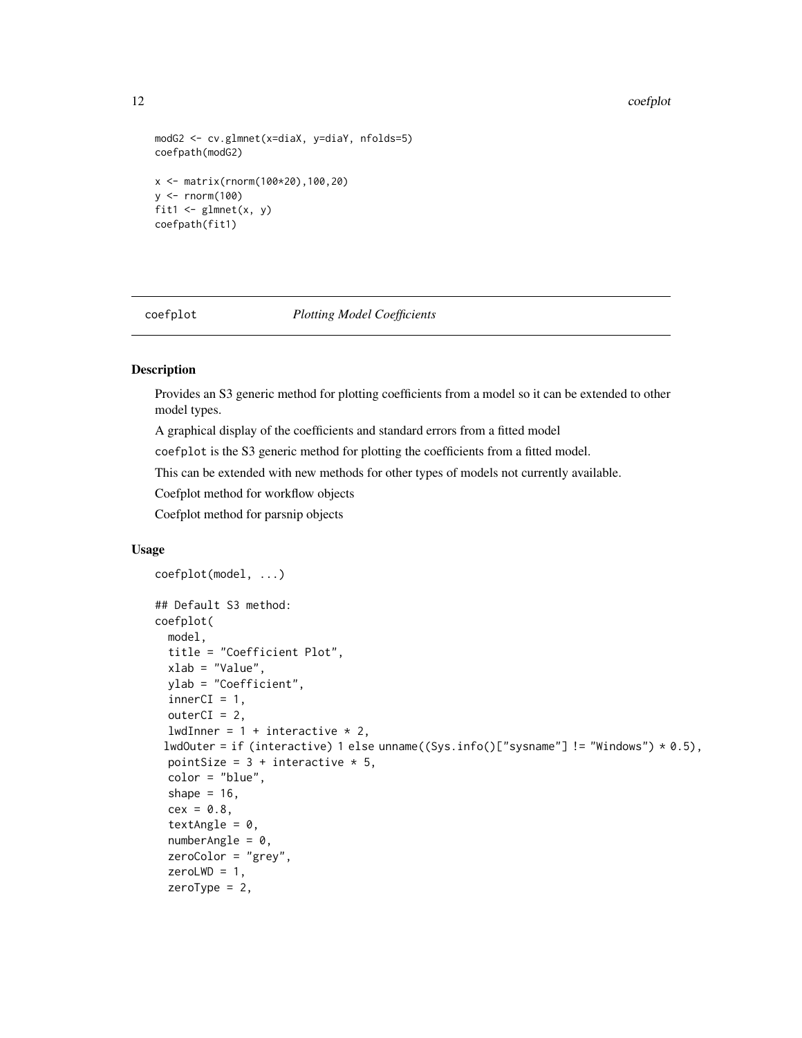```
modG2 <- cv.glmnet(x=diaX, y=diaY, nfolds=5)
coefpath(modG2)

x <- matrix(rnorm(100*20),100,20)
y <- rnorm(100)
fit1 <- glmnet(x, y)
coefpath(fit1)
```

## coefplot *Plotting Model Coefficients*

### Description

Provides an S3 generic method for plotting coefficients from a model so it can be extended to other model types.

A graphical display of the coefficients and standard errors from a fitted model

coefplot is the S3 generic method for plotting the coefficients from a fitted model.

This can be extended with new methods for other types of models not currently available.

Coefplot method for workflow objects

Coefplot method for parsnip objects

### Usage

```
coefplot(model, ...)

## Default S3 method:
coefplot(
  model,
  title = "Coefficient Plot",
  xlab = "Value",
  ylab = "Coefficient",
  innerCI = 1,
  outerCI = 2,
  lwdInner = 1 + interactive * 2,
 lwdOuter = if (interactive) 1 else unname((Sys.info()["sysname"] != "Windows") * 0.5),
  pointSize = 3 + interactive * 5,
  color = "blue",
  shape = 16,
  cex = 0.8,
  textAngle = 0,
  numberAngle = 0,
  zeroColor = "grey",
  zeroLWD = 1,
  zeroType = 2,
```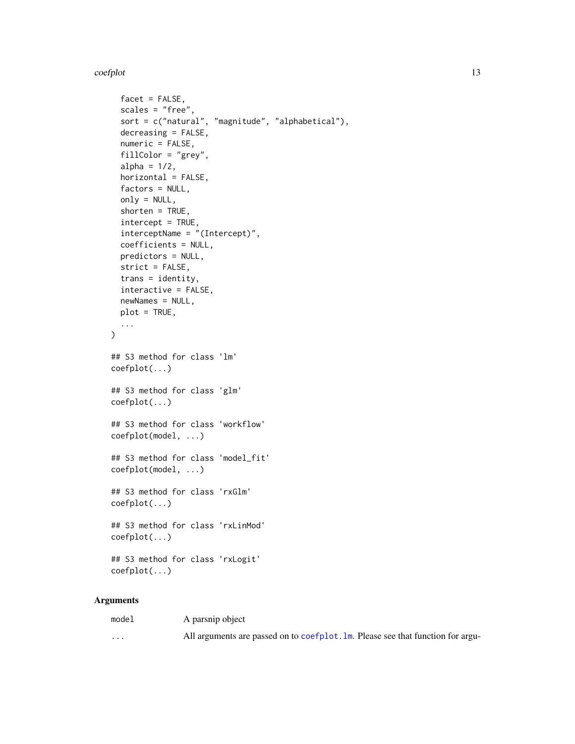```
  facet = FALSE,
  scales = "free",
  sort = c("natural", "magnitude", "alphabetical"),
  decreasing = FALSE,
  numeric = FALSE,
  fillColor = "grey",
  alpha = 1/2,
  horizontal = FALSE,
  factors = NULL,
  only = NULL,
  shorten = TRUE,
  intercept = TRUE,
  interceptName = "(Intercept)",
  coefficients = NULL,
  predictors = NULL,
  strict = FALSE,
  trans = identity,
  interactive = FALSE,
  newNames = NULL,
  plot = TRUE,
  ...
)

## S3 method for class 'lm'
coefplot(...)

## S3 method for class 'glm'
coefplot(...)

## S3 method for class 'workflow'
coefplot(model, ...)

## S3 method for class 'model_fit'
coefplot(model, ...)

## S3 method for class 'rxGlm'
coefplot(...)

## S3 method for class 'rxLinMod'
coefplot(...)

## S3 method for class 'rxLogit'
coefplot(...)
```

### Arguments

| | |
|---|---|
| `model` | A parsnip object |
| `...` | All arguments are passed on to `coefplot.lm`. Please see that function for argu- |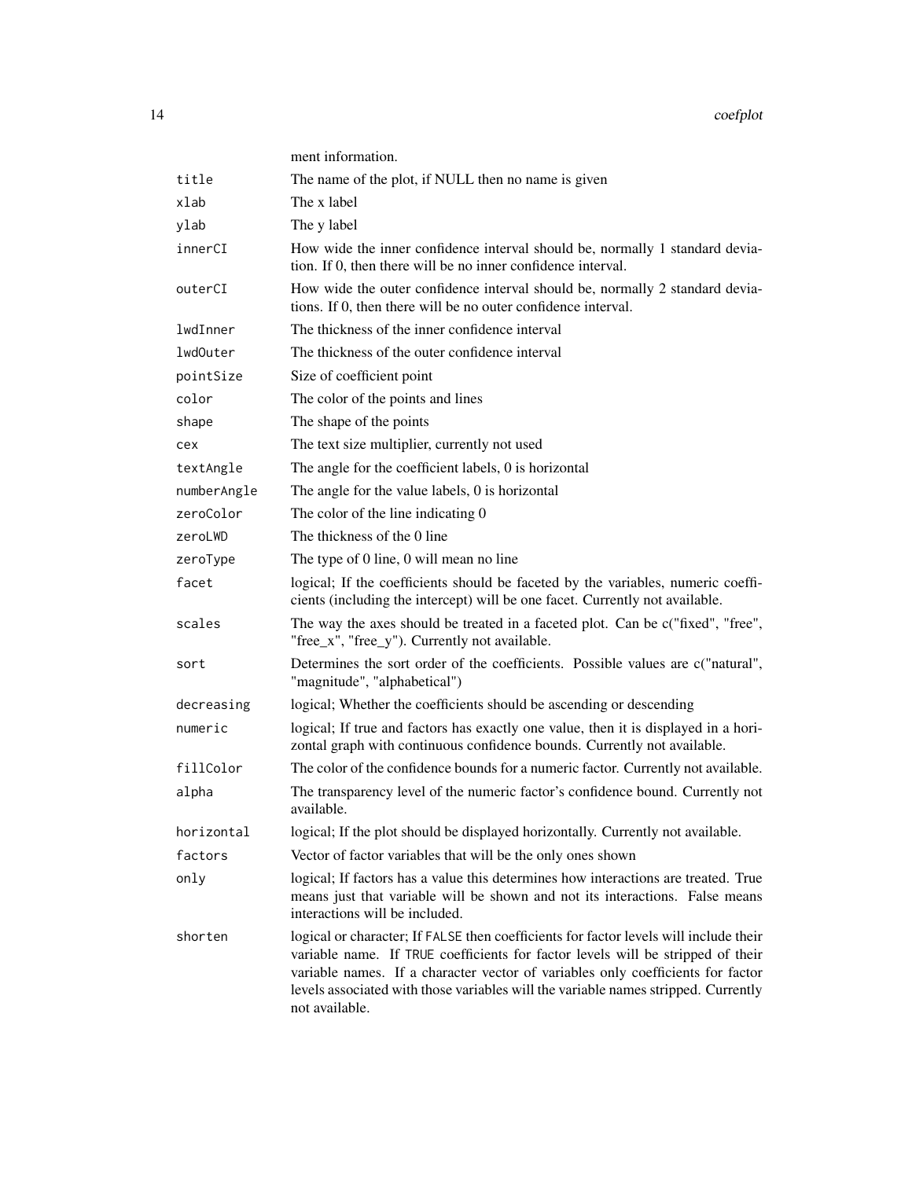ment information.

| | |
|---|---|
| `title` | The name of the plot, if NULL then no name is given |
| `xlab` | The x label |
| `ylab` | The y label |
| `innerCI` | How wide the inner confidence interval should be, normally 1 standard deviation. If 0, then there will be no inner confidence interval. |
| `outerCI` | How wide the outer confidence interval should be, normally 2 standard deviations. If 0, then there will be no outer confidence interval. |
| `lwdInner` | The thickness of the inner confidence interval |
| `lwdOuter` | The thickness of the outer confidence interval |
| `pointSize` | Size of coefficient point |
| `color` | The color of the points and lines |
| `shape` | The shape of the points |
| `cex` | The text size multiplier, currently not used |
| `textAngle` | The angle for the coefficient labels, 0 is horizontal |
| `numberAngle` | The angle for the value labels, 0 is horizontal |
| `zeroColor` | The color of the line indicating 0 |
| `zeroLWD` | The thickness of the 0 line |
| `zeroType` | The type of 0 line, 0 will mean no line |
| `facet` | logical; If the coefficients should be faceted by the variables, numeric coefficients (including the intercept) will be one facet. Currently not available. |
| `scales` | The way the axes should be treated in a faceted plot. Can be c("fixed", "free", "free_x", "free_y"). Currently not available. |
| `sort` | Determines the sort order of the coefficients. Possible values are c("natural", "magnitude", "alphabetical") |
| `decreasing` | logical; Whether the coefficients should be ascending or descending |
| `numeric` | logical; If true and factors has exactly one value, then it is displayed in a horizontal graph with continuous confidence bounds. Currently not available. |
| `fillColor` | The color of the confidence bounds for a numeric factor. Currently not available. |
| `alpha` | The transparency level of the numeric factor's confidence bound. Currently not available. |
| `horizontal` | logical; If the plot should be displayed horizontally. Currently not available. |
| `factors` | Vector of factor variables that will be the only ones shown |
| `only` | logical; If factors has a value this determines how interactions are treated. True means just that variable will be shown and not its interactions. False means interactions will be included. |
| `shorten` | logical or character; If `FALSE` then coefficients for factor levels will include their variable name. If `TRUE` coefficients for factor levels will be stripped of their variable names. If a character vector of variables only coefficients for factor levels associated with those variables will the variable names stripped. Currently not available. |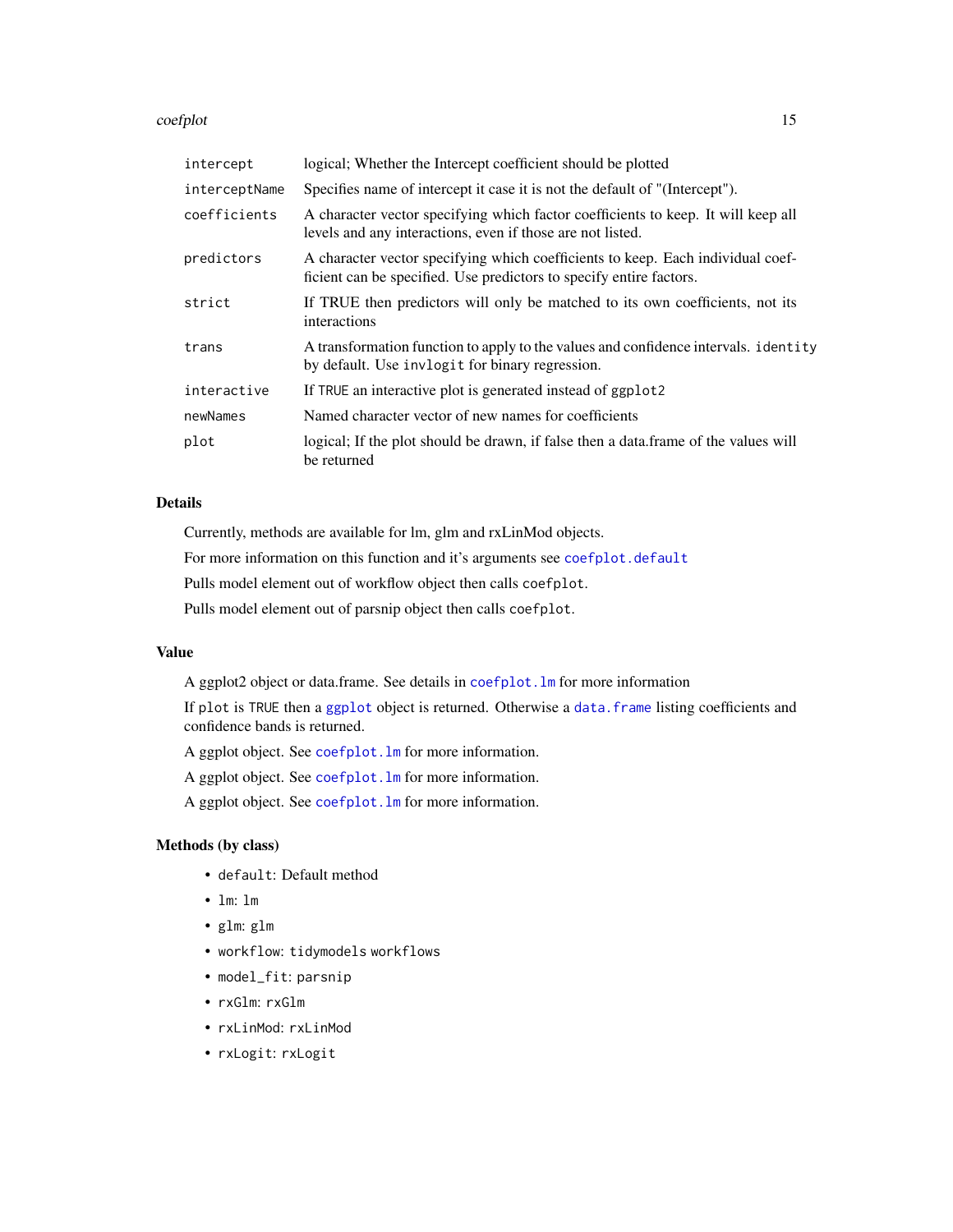| | |
|---|---|
| `intercept` | logical; Whether the Intercept coefficient should be plotted |
| `interceptName` | Specifies name of intercept it case it is not the default of "(Intercept"). |
| `coefficients` | A character vector specifying which factor coefficients to keep. It will keep all levels and any interactions, even if those are not listed. |
| `predictors` | A character vector specifying which coefficients to keep. Each individual coefficient can be specified. Use predictors to specify entire factors. |
| `strict` | If TRUE then predictors will only be matched to its own coefficients, not its interactions |
| `trans` | A transformation function to apply to the values and confidence intervals. `identity` by default. Use `invlogit` for binary regression. |
| `interactive` | If `TRUE` an interactive plot is generated instead of `ggplot2` |
| `newNames` | Named character vector of new names for coefficients |
| `plot` | logical; If the plot should be drawn, if false then a data.frame of the values will be returned |

### Details

Currently, methods are available for lm, glm and rxLinMod objects.

For more information on this function and it's arguments see `coefplot.default`

Pulls model element out of workflow object then calls `coefplot`.

Pulls model element out of parsnip object then calls `coefplot`.

### Value

A ggplot2 object or data.frame. See details in `coefplot.lm` for more information

If `plot` is `TRUE` then a `ggplot` object is returned. Otherwise a `data.frame` listing coefficients and confidence bands is returned.

A ggplot object. See `coefplot.lm` for more information.

A ggplot object. See `coefplot.lm` for more information.

A ggplot object. See `coefplot.lm` for more information.

### Methods (by class)

- `default`: Default method
- `lm`: `lm`
- `glm`: `glm`
- `workflow`: `tidymodels workflows`
- `model_fit`: `parsnip`
- `rxGlm`: `rxGlm`
- `rxLinMod`: `rxLinMod`
- `rxLogit`: `rxLogit`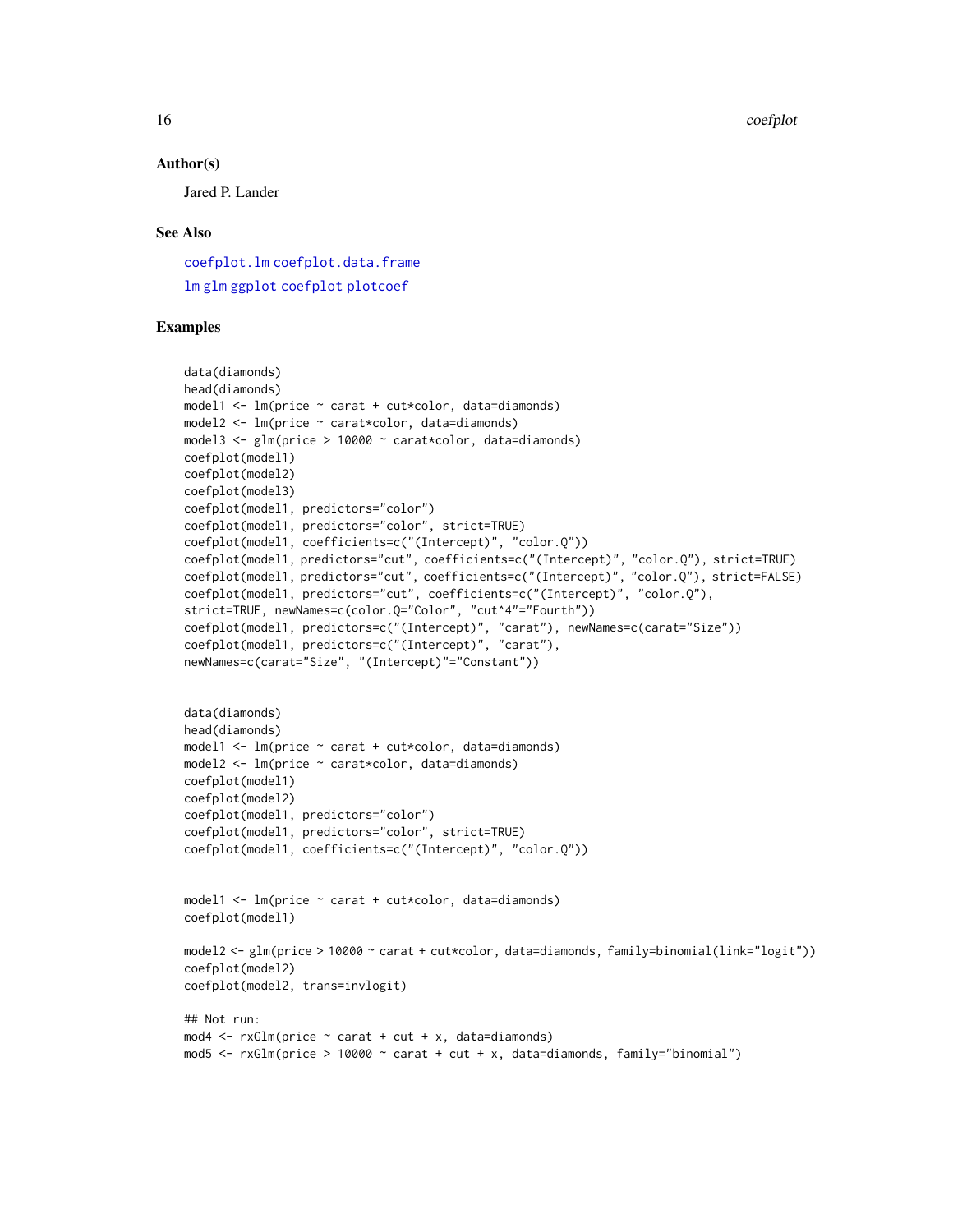### Author(s)

Jared P. Lander

### See Also

coefplot.lm coefplot.data.frame

lm glm ggplot coefplot plotcoef

### Examples

```
data(diamonds)
head(diamonds)
model1 <- lm(price ~ carat + cut*color, data=diamonds)
model2 <- lm(price ~ carat*color, data=diamonds)
model3 <- glm(price > 10000 ~ carat*color, data=diamonds)
coefplot(model1)
coefplot(model2)
coefplot(model3)
coefplot(model1, predictors="color")
coefplot(model1, predictors="color", strict=TRUE)
coefplot(model1, coefficients=c("(Intercept)", "color.Q"))
coefplot(model1, predictors="cut", coefficients=c("(Intercept)", "color.Q"), strict=TRUE)
coefplot(model1, predictors="cut", coefficients=c("(Intercept)", "color.Q"), strict=FALSE)
coefplot(model1, predictors="cut", coefficients=c("(Intercept)", "color.Q"),
strict=TRUE, newNames=c(color.Q="Color", "cut^4"="Fourth"))
coefplot(model1, predictors=c("(Intercept)", "carat"), newNames=c(carat="Size"))
coefplot(model1, predictors=c("(Intercept)", "carat"),
newNames=c(carat="Size", "(Intercept)"="Constant"))


data(diamonds)
head(diamonds)
model1 <- lm(price ~ carat + cut*color, data=diamonds)
model2 <- lm(price ~ carat*color, data=diamonds)
coefplot(model1)
coefplot(model2)
coefplot(model1, predictors="color")
coefplot(model1, predictors="color", strict=TRUE)
coefplot(model1, coefficients=c("(Intercept)", "color.Q"))


model1 <- lm(price ~ carat + cut*color, data=diamonds)
coefplot(model1)

model2 <- glm(price > 10000 ~ carat + cut*color, data=diamonds, family=binomial(link="logit"))
coefplot(model2)
coefplot(model2, trans=invlogit)

## Not run:
mod4 <- rxGlm(price ~ carat + cut + x, data=diamonds)
mod5 <- rxGlm(price > 10000 ~ carat + cut + x, data=diamonds, family="binomial")
```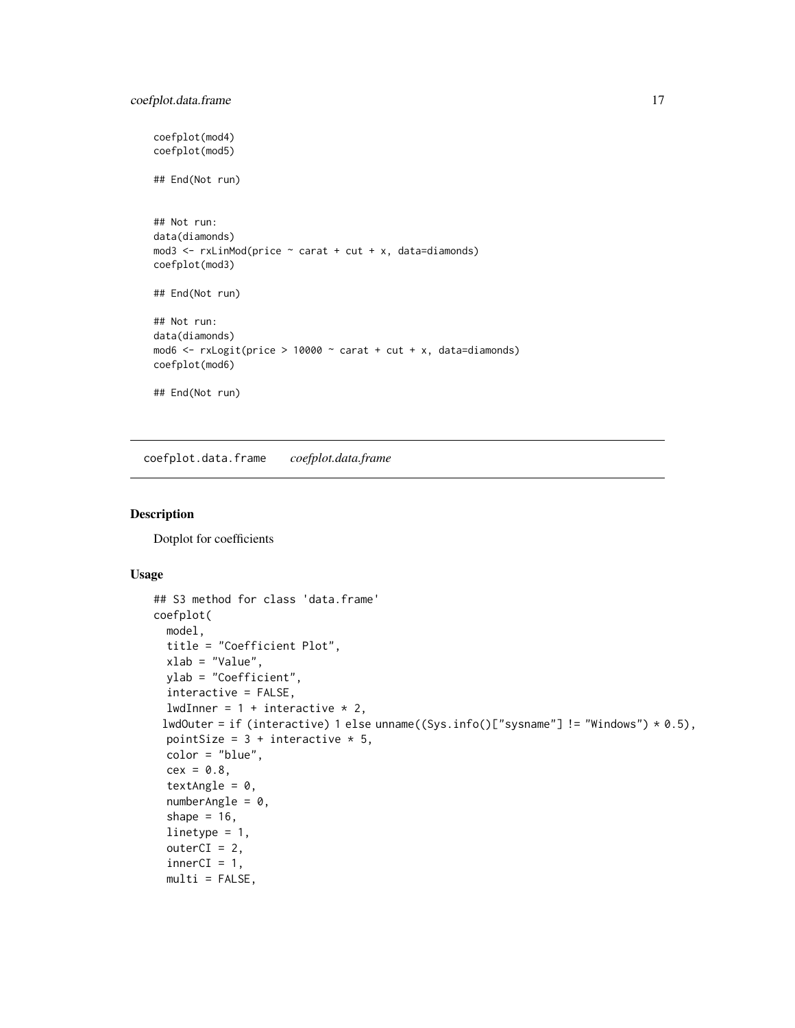```
coefplot(mod4)
coefplot(mod5)

## End(Not run)


## Not run:
data(diamonds)
mod3 <- rxLinMod(price ~ carat + cut + x, data=diamonds)
coefplot(mod3)

## End(Not run)

## Not run:
data(diamonds)
mod6 <- rxLogit(price > 10000 ~ carat + cut + x, data=diamonds)
coefplot(mod6)

## End(Not run)
```

---

coefplot.data.frame &emsp; *coefplot.data.frame*

---

### Description

Dotplot for coefficients

### Usage

```
## S3 method for class 'data.frame'
coefplot(
  model,
  title = "Coefficient Plot",
  xlab = "Value",
  ylab = "Coefficient",
  interactive = FALSE,
  lwdInner = 1 + interactive * 2,
 lwdOuter = if (interactive) 1 else unname((Sys.info()["sysname"] != "Windows") * 0.5),
  pointSize = 3 + interactive * 5,
  color = "blue",
  cex = 0.8,
  textAngle = 0,
  numberAngle = 0,
  shape = 16,
  linetype = 1,
  outerCI = 2,
  innerCI = 1,
  multi = FALSE,
```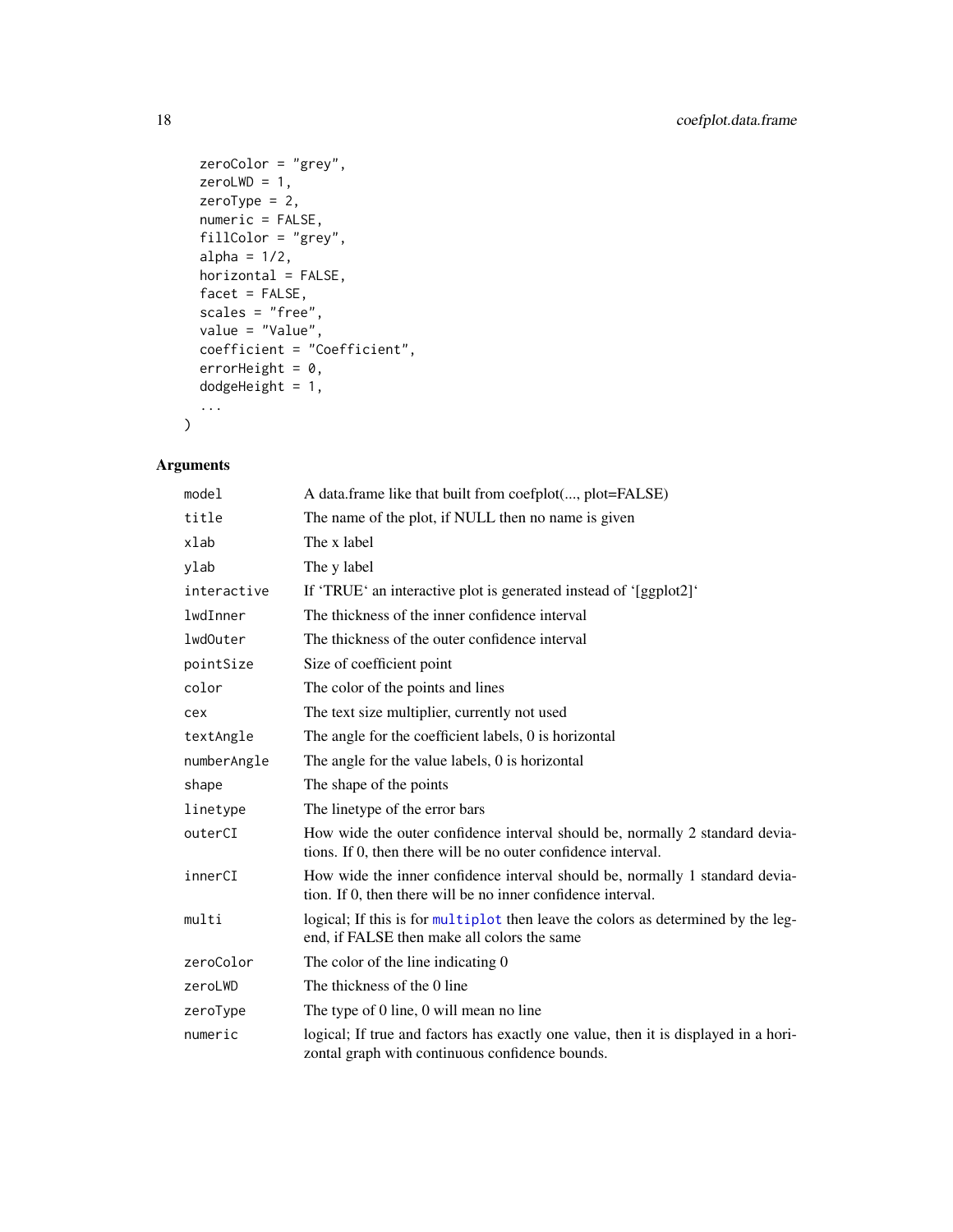```
  zeroColor = "grey",
  zeroLWD = 1,
  zeroType = 2,
  numeric = FALSE,
  fillColor = "grey",
  alpha = 1/2,
  horizontal = FALSE,
  facet = FALSE,
  scales = "free",
  value = "Value",
  coefficient = "Coefficient",
  errorHeight = 0,
  dodgeHeight = 1,
  ...
)
```

## Arguments

| | |
|---|---|
| `model` | A data.frame like that built from coefplot(..., plot=FALSE) |
| `title` | The name of the plot, if NULL then no name is given |
| `xlab` | The x label |
| `ylab` | The y label |
| `interactive` | If 'TRUE' an interactive plot is generated instead of '[ggplot2]' |
| `lwdInner` | The thickness of the inner confidence interval |
| `lwdOuter` | The thickness of the outer confidence interval |
| `pointSize` | Size of coefficient point |
| `color` | The color of the points and lines |
| `cex` | The text size multiplier, currently not used |
| `textAngle` | The angle for the coefficient labels, 0 is horizontal |
| `numberAngle` | The angle for the value labels, 0 is horizontal |
| `shape` | The shape of the points |
| `linetype` | The linetype of the error bars |
| `outerCI` | How wide the outer confidence interval should be, normally 2 standard deviations. If 0, then there will be no outer confidence interval. |
| `innerCI` | How wide the inner confidence interval should be, normally 1 standard deviation. If 0, then there will be no inner confidence interval. |
| `multi` | logical; If this is for `multiplot` then leave the colors as determined by the legend, if FALSE then make all colors the same |
| `zeroColor` | The color of the line indicating 0 |
| `zeroLWD` | The thickness of the 0 line |
| `zeroType` | The type of 0 line, 0 will mean no line |
| `numeric` | logical; If true and factors has exactly one value, then it is displayed in a horizontal graph with continuous confidence bounds. |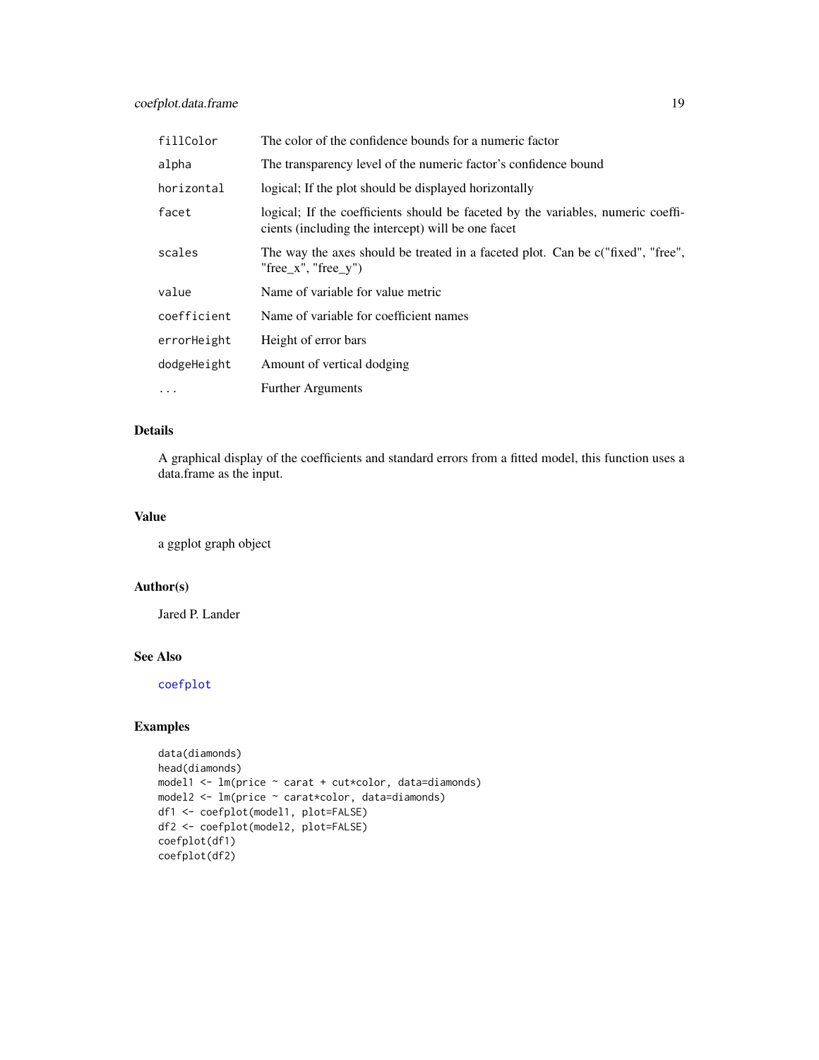| | |
|---|---|
| fillColor | The color of the confidence bounds for a numeric factor |
| alpha | The transparency level of the numeric factor's confidence bound |
| horizontal | logical; If the plot should be displayed horizontally |
| facet | logical; If the coefficients should be faceted by the variables, numeric coefficients (including the intercept) will be one facet |
| scales | The way the axes should be treated in a faceted plot. Can be c("fixed", "free", "free_x", "free_y") |
| value | Name of variable for value metric |
| coefficient | Name of variable for coefficient names |
| errorHeight | Height of error bars |
| dodgeHeight | Amount of vertical dodging |
| ... | Further Arguments |

### Details

A graphical display of the coefficients and standard errors from a fitted model, this function uses a data.frame as the input.

### Value

a ggplot graph object

### Author(s)

Jared P. Lander

### See Also

coefplot

### Examples

```
data(diamonds)
head(diamonds)
model1 <- lm(price ~ carat + cut*color, data=diamonds)
model2 <- lm(price ~ carat*color, data=diamonds)
df1 <- coefplot(model1, plot=FALSE)
df2 <- coefplot(model2, plot=FALSE)
coefplot(df1)
coefplot(df2)
```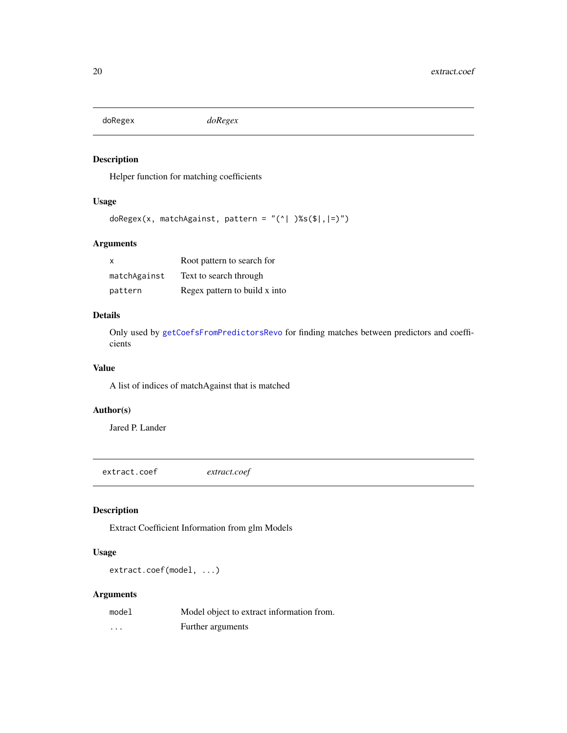## doRegex *doRegex*

### Description

Helper function for matching coefficients

### Usage

```
doRegex(x, matchAgainst, pattern = "(^| )%s($|,|=)")
```

### Arguments

| | |
|---|---|
| x | Root pattern to search for |
| matchAgainst | Text to search through |
| pattern | Regex pattern to build x into |

### Details

Only used by `getCoefsFromPredictorsRevo` for finding matches between predictors and coefficients

### Value

A list of indices of matchAgainst that is matched

### Author(s)

Jared P. Lander

## extract.coef *extract.coef*

### Description

Extract Coefficient Information from glm Models

### Usage

```
extract.coef(model, ...)
```

### Arguments

| | |
|---|---|
| model | Model object to extract information from. |
| ... | Further arguments |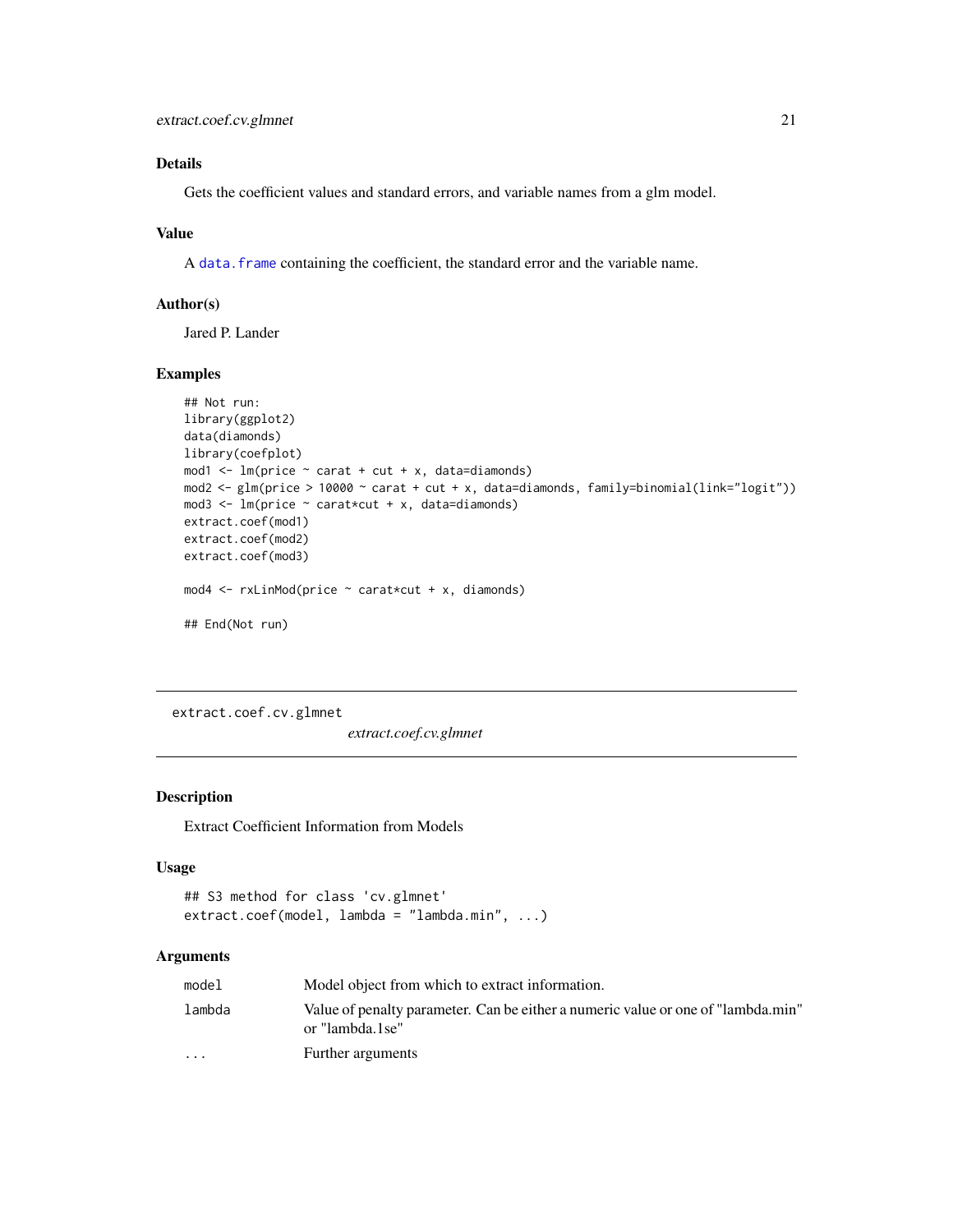### Details

Gets the coefficient values and standard errors, and variable names from a glm model.

### Value

A data.frame containing the coefficient, the standard error and the variable name.

### Author(s)

Jared P. Lander

### Examples

```
## Not run:
library(ggplot2)
data(diamonds)
library(coefplot)
mod1 <- lm(price ~ carat + cut + x, data=diamonds)
mod2 <- glm(price > 10000 ~ carat + cut + x, data=diamonds, family=binomial(link="logit"))
mod3 <- lm(price ~ carat*cut + x, data=diamonds)
extract.coef(mod1)
extract.coef(mod2)
extract.coef(mod3)

mod4 <- rxLinMod(price ~ carat*cut + x, diamonds)

## End(Not run)
```

---

## extract.coef.cv.glmnet    *extract.coef.cv.glmnet*

---

### Description

Extract Coefficient Information from Models

### Usage

```
## S3 method for class 'cv.glmnet'
extract.coef(model, lambda = "lambda.min", ...)
```

### Arguments

| | |
|---|---|
| model | Model object from which to extract information. |
| lambda | Value of penalty parameter. Can be either a numeric value or one of "lambda.min" or "lambda.1se" |
| ... | Further arguments |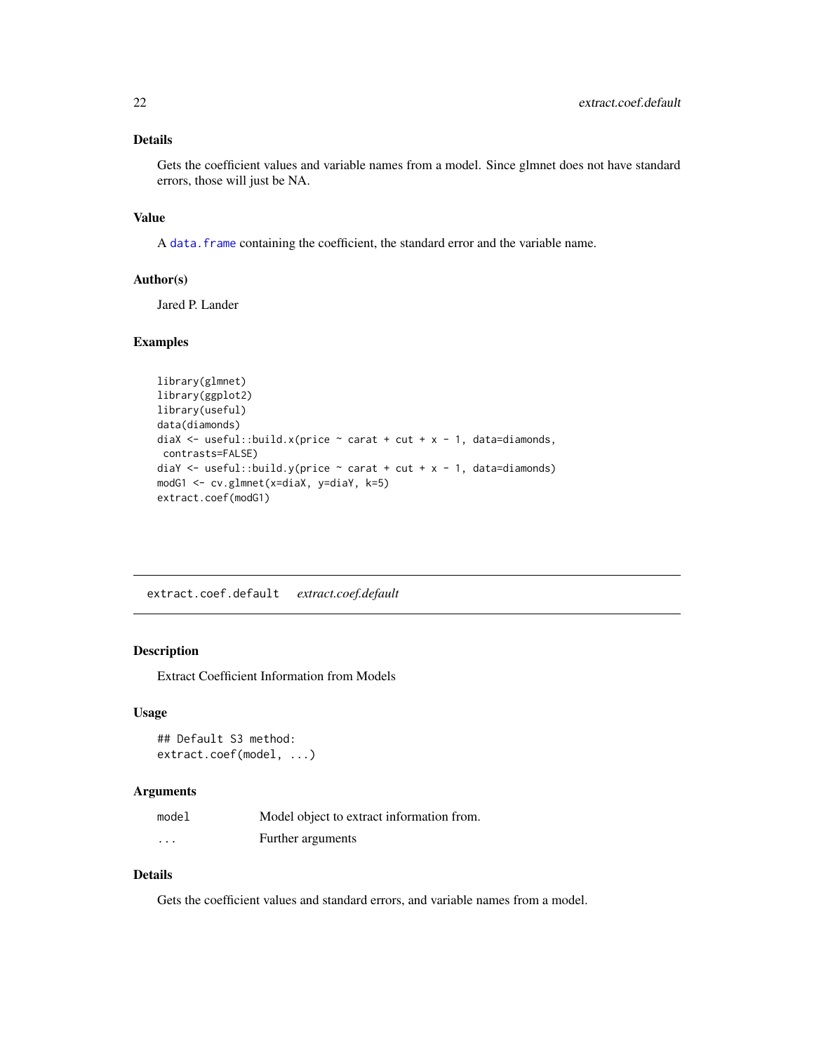### Details

Gets the coefficient values and variable names from a model. Since glmnet does not have standard errors, those will just be NA.

### Value

A data.frame containing the coefficient, the standard error and the variable name.

### Author(s)

Jared P. Lander

### Examples

```
library(glmnet)
library(ggplot2)
library(useful)
data(diamonds)
diaX <- useful::build.x(price ~ carat + cut + x - 1, data=diamonds,
 contrasts=FALSE)
diaY <- useful::build.y(price ~ carat + cut + x - 1, data=diamonds)
modG1 <- cv.glmnet(x=diaX, y=diaY, k=5)
extract.coef(modG1)
```

---

## extract.coef.default *extract.coef.default*

### Description

Extract Coefficient Information from Models

### Usage

```
## Default S3 method:
extract.coef(model, ...)
```

### Arguments

| | |
|---|---|
| model | Model object to extract information from. |
| ... | Further arguments |

### Details

Gets the coefficient values and standard errors, and variable names from a model.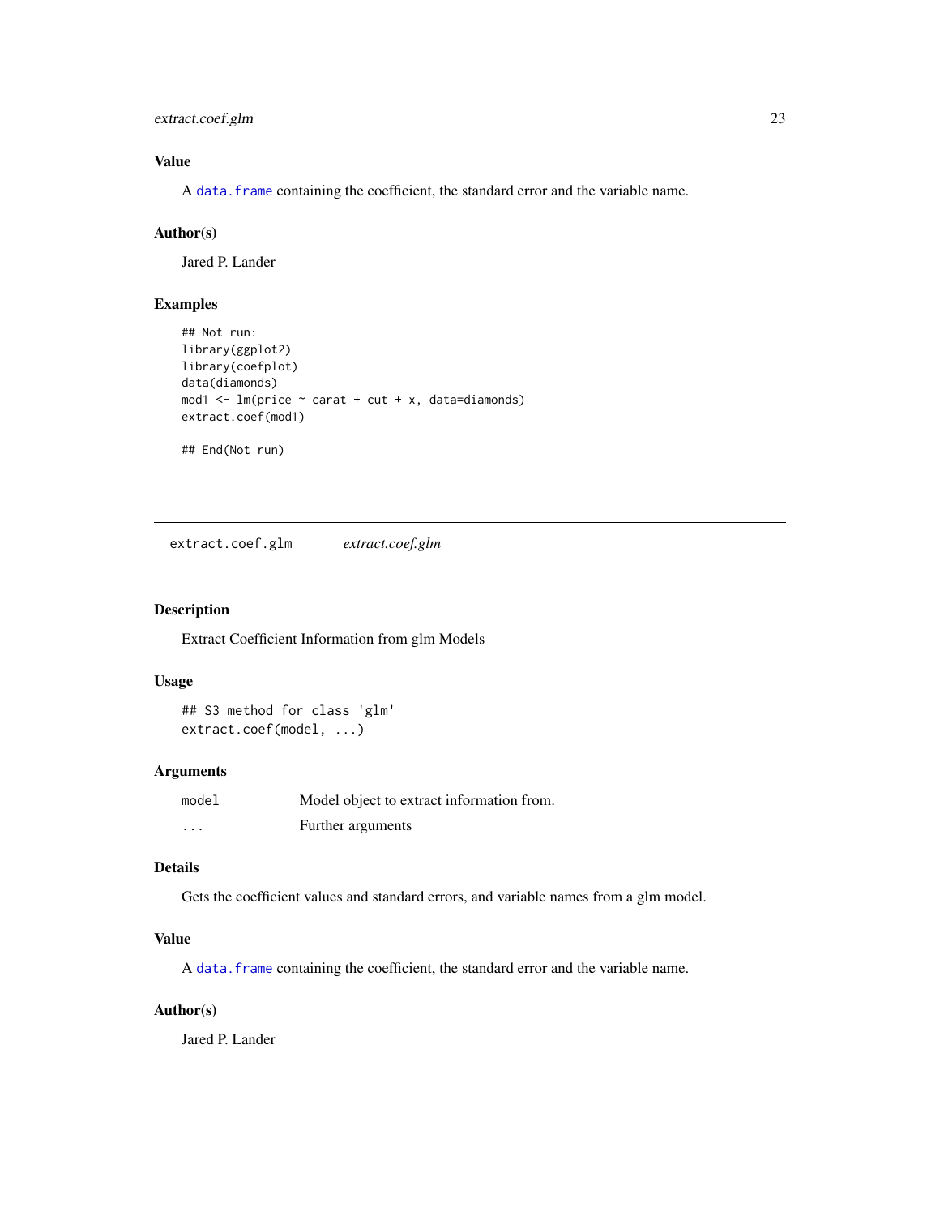## Value

A `data.frame` containing the coefficient, the standard error and the variable name.

## Author(s)

Jared P. Lander

## Examples

```
## Not run:
library(ggplot2)
library(coefplot)
data(diamonds)
mod1 <- lm(price ~ carat + cut + x, data=diamonds)
extract.coef(mod1)

## End(Not run)
```

---

# `extract.coef.glm` *extract.coef.glm*

---

## Description

Extract Coefficient Information from glm Models

## Usage

```
## S3 method for class 'glm'
extract.coef(model, ...)
```

## Arguments

| | |
|---|---|
| `model` | Model object to extract information from. |
| `...` | Further arguments |

## Details

Gets the coefficient values and standard errors, and variable names from a glm model.

## Value

A `data.frame` containing the coefficient, the standard error and the variable name.

## Author(s)

Jared P. Lander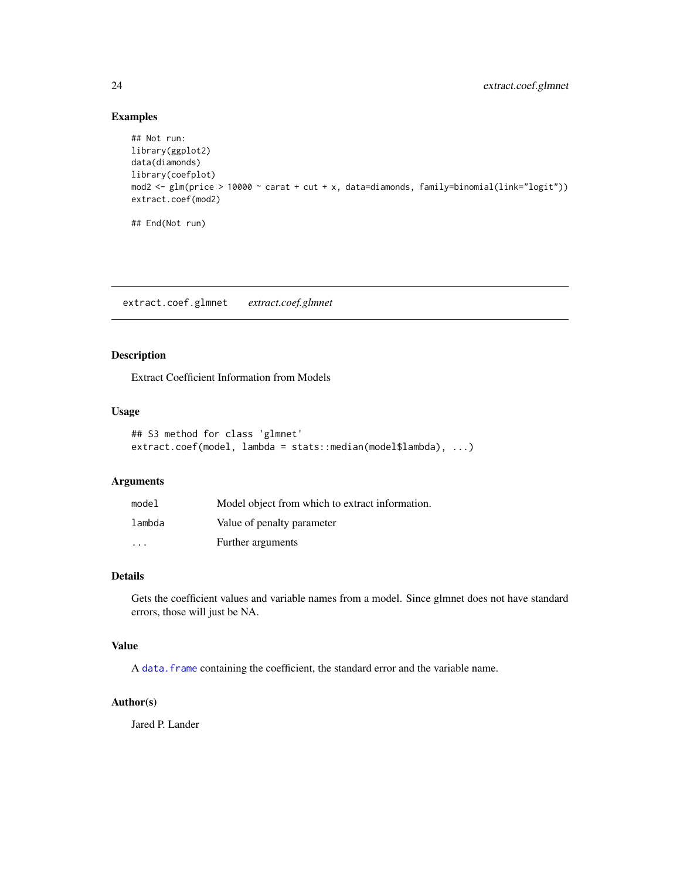### Examples

```
## Not run:
library(ggplot2)
data(diamonds)
library(coefplot)
mod2 <- glm(price > 10000 ~ carat + cut + x, data=diamonds, family=binomial(link="logit"))
extract.coef(mod2)

## End(Not run)
```

---

## extract.coef.glmnet    *extract.coef.glmnet*

---

### Description

Extract Coefficient Information from Models

### Usage

```
## S3 method for class 'glmnet'
extract.coef(model, lambda = stats::median(model$lambda), ...)
```

### Arguments

| | |
|---|---|
| model | Model object from which to extract information. |
| lambda | Value of penalty parameter |
| ... | Further arguments |

### Details

Gets the coefficient values and variable names from a model. Since glmnet does not have standard errors, those will just be NA.

### Value

A data.frame containing the coefficient, the standard error and the variable name.

### Author(s)

Jared P. Lander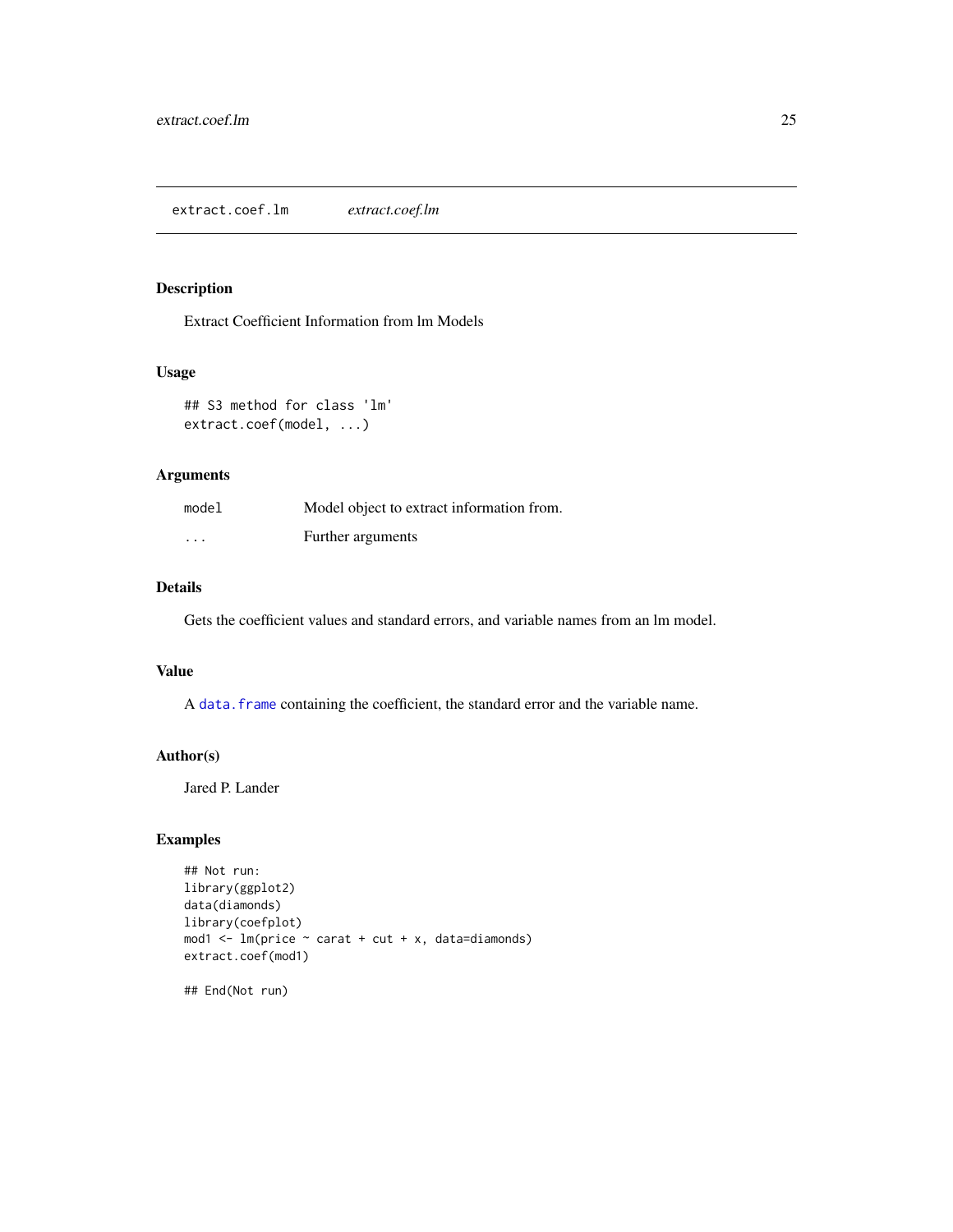## extract.coef.lm *extract.coef.lm*

### Description

Extract Coefficient Information from lm Models

### Usage

```
## S3 method for class 'lm'
extract.coef(model, ...)
```

### Arguments

| | |
|---|---|
| `model` | Model object to extract information from. |
| `...` | Further arguments |

### Details

Gets the coefficient values and standard errors, and variable names from an lm model.

### Value

A `data.frame` containing the coefficient, the standard error and the variable name.

### Author(s)

Jared P. Lander

### Examples

```
## Not run:
library(ggplot2)
data(diamonds)
library(coefplot)
mod1 <- lm(price ~ carat + cut + x, data=diamonds)
extract.coef(mod1)

## End(Not run)
```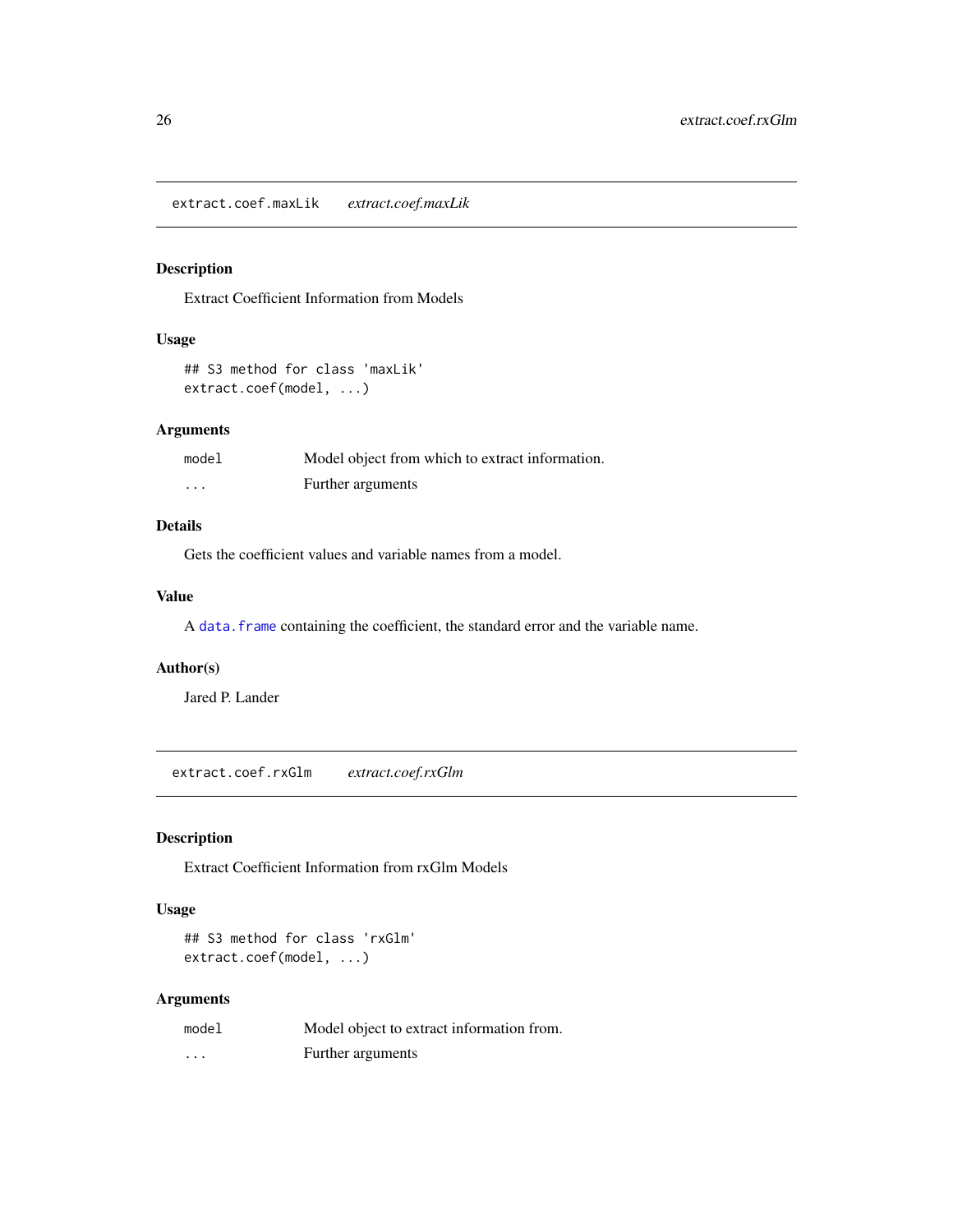## extract.coef.maxLik *extract.coef.maxLik*

### Description

Extract Coefficient Information from Models

### Usage

```
## S3 method for class 'maxLik'
extract.coef(model, ...)
```

### Arguments

| | |
|---|---|
| model | Model object from which to extract information. |
| ... | Further arguments |

### Details

Gets the coefficient values and variable names from a model.

### Value

A `data.frame` containing the coefficient, the standard error and the variable name.

### Author(s)

Jared P. Lander

## extract.coef.rxGlm *extract.coef.rxGlm*

### Description

Extract Coefficient Information from rxGlm Models

### Usage

```
## S3 method for class 'rxGlm'
extract.coef(model, ...)
```

### Arguments

| | |
|---|---|
| model | Model object to extract information from. |
| ... | Further arguments |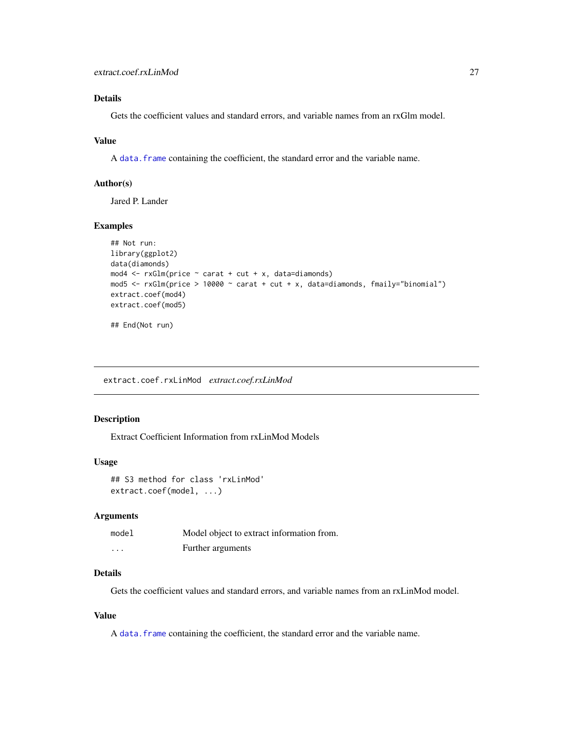## Details

Gets the coefficient values and standard errors, and variable names from an rxGlm model.

## Value

A `data.frame` containing the coefficient, the standard error and the variable name.

## Author(s)

Jared P. Lander

## Examples

```
## Not run:
library(ggplot2)
data(diamonds)
mod4 <- rxGlm(price ~ carat + cut + x, data=diamonds)
mod5 <- rxGlm(price > 10000 ~ carat + cut + x, data=diamonds, fmaily="binomial")
extract.coef(mod4)
extract.coef(mod5)

## End(Not run)
```

---

# `extract.coef.rxLinMod` *extract.coef.rxLinMod*

---

## Description

Extract Coefficient Information from rxLinMod Models

## Usage

```
## S3 method for class 'rxLinMod'
extract.coef(model, ...)
```

## Arguments

| | |
|---|---|
| `model` | Model object to extract information from. |
| `...` | Further arguments |

## Details

Gets the coefficient values and standard errors, and variable names from an rxLinMod model.

## Value

A `data.frame` containing the coefficient, the standard error and the variable name.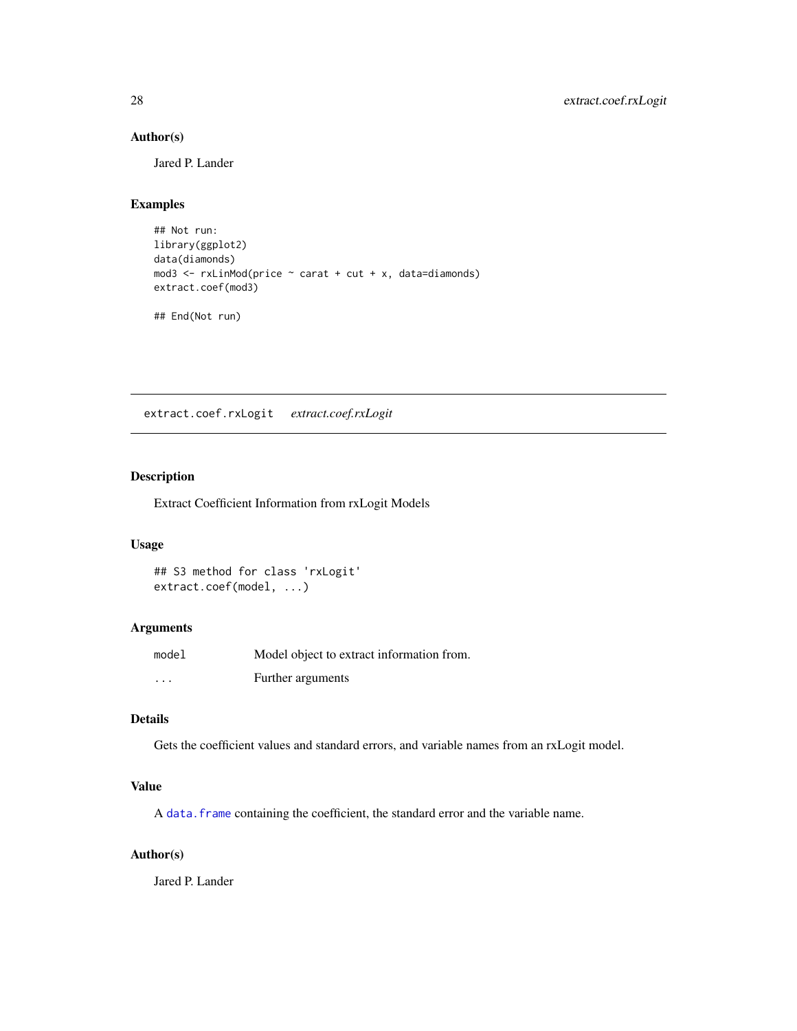### Author(s)

Jared P. Lander

### Examples

```
## Not run:
library(ggplot2)
data(diamonds)
mod3 <- rxLinMod(price ~ carat + cut + x, data=diamonds)
extract.coef(mod3)

## End(Not run)
```

---

## extract.coef.rxLogit *extract.coef.rxLogit*

---

### Description

Extract Coefficient Information from rxLogit Models

### Usage

```
## S3 method for class 'rxLogit'
extract.coef(model, ...)
```

### Arguments

| | |
|---|---|
| model | Model object to extract information from. |
| ... | Further arguments |

### Details

Gets the coefficient values and standard errors, and variable names from an rxLogit model.

### Value

A `data.frame` containing the coefficient, the standard error and the variable name.

### Author(s)

Jared P. Lander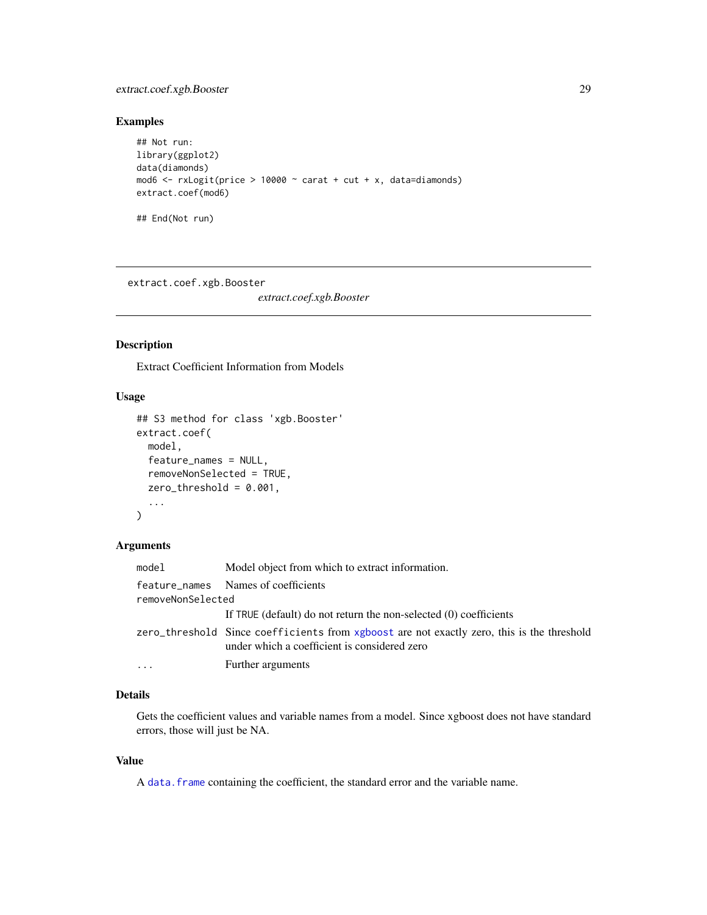### Examples

```
## Not run:
library(ggplot2)
data(diamonds)
mod6 <- rxLogit(price > 10000 ~ carat + cut + x, data=diamonds)
extract.coef(mod6)

## End(Not run)
```

---

## extract.coef.xgb.Booster

*extract.coef.xgb.Booster*

---

### Description

Extract Coefficient Information from Models

### Usage

```
## S3 method for class 'xgb.Booster'
extract.coef(
  model,
  feature_names = NULL,
  removeNonSelected = TRUE,
  zero_threshold = 0.001,
  ...
)
```

### Arguments

| | |
|---|---|
| `model` | Model object from which to extract information. |
| `feature_names` | Names of coefficients |
| `removeNonSelected` | If TRUE (default) do not return the non-selected (0) coefficients |
| `zero_threshold` | Since coefficients from xgboost are not exactly zero, this is the threshold under which a coefficient is considered zero |
| `...` | Further arguments |

### Details

Gets the coefficient values and variable names from a model. Since xgboost does not have standard errors, those will just be NA.

### Value

A data.frame containing the coefficient, the standard error and the variable name.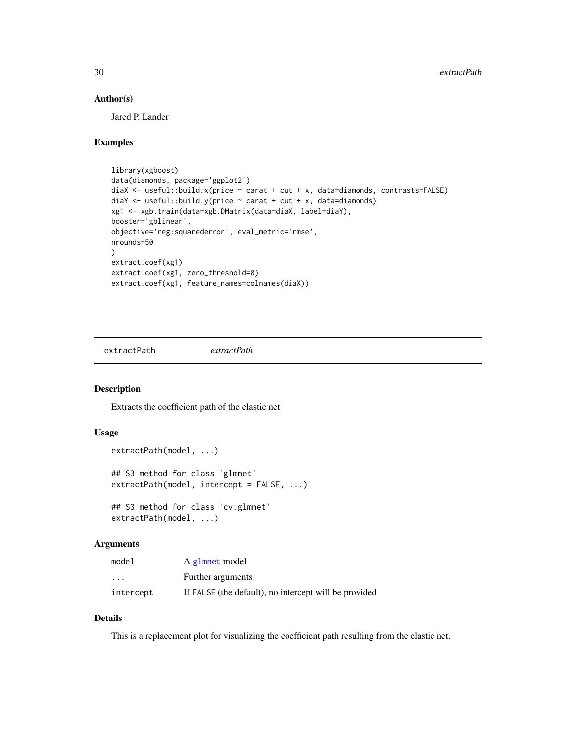### Author(s)

Jared P. Lander

### Examples

```
library(xgboost)
data(diamonds, package='ggplot2')
diaX <- useful::build.x(price ~ carat + cut + x, data=diamonds, contrasts=FALSE)
diaY <- useful::build.y(price ~ carat + cut + x, data=diamonds)
xg1 <- xgb.train(data=xgb.DMatrix(data=diaX, label=diaY),
booster='gblinear',
objective='reg:squarederror', eval_metric='rmse',
nrounds=50
)
extract.coef(xg1)
extract.coef(xg1, zero_threshold=0)
extract.coef(xg1, feature_names=colnames(diaX))
```

---

## extractPath    *extractPath*

---

### Description

Extracts the coefficient path of the elastic net

### Usage

```
extractPath(model, ...)

## S3 method for class 'glmnet'
extractPath(model, intercept = FALSE, ...)

## S3 method for class 'cv.glmnet'
extractPath(model, ...)
```

### Arguments

| | |
|---|---|
| `model` | A `glmnet` model |
| `...` | Further arguments |
| `intercept` | If `FALSE` (the default), no intercept will be provided |

### Details

This is a replacement plot for visualizing the coefficient path resulting from the elastic net.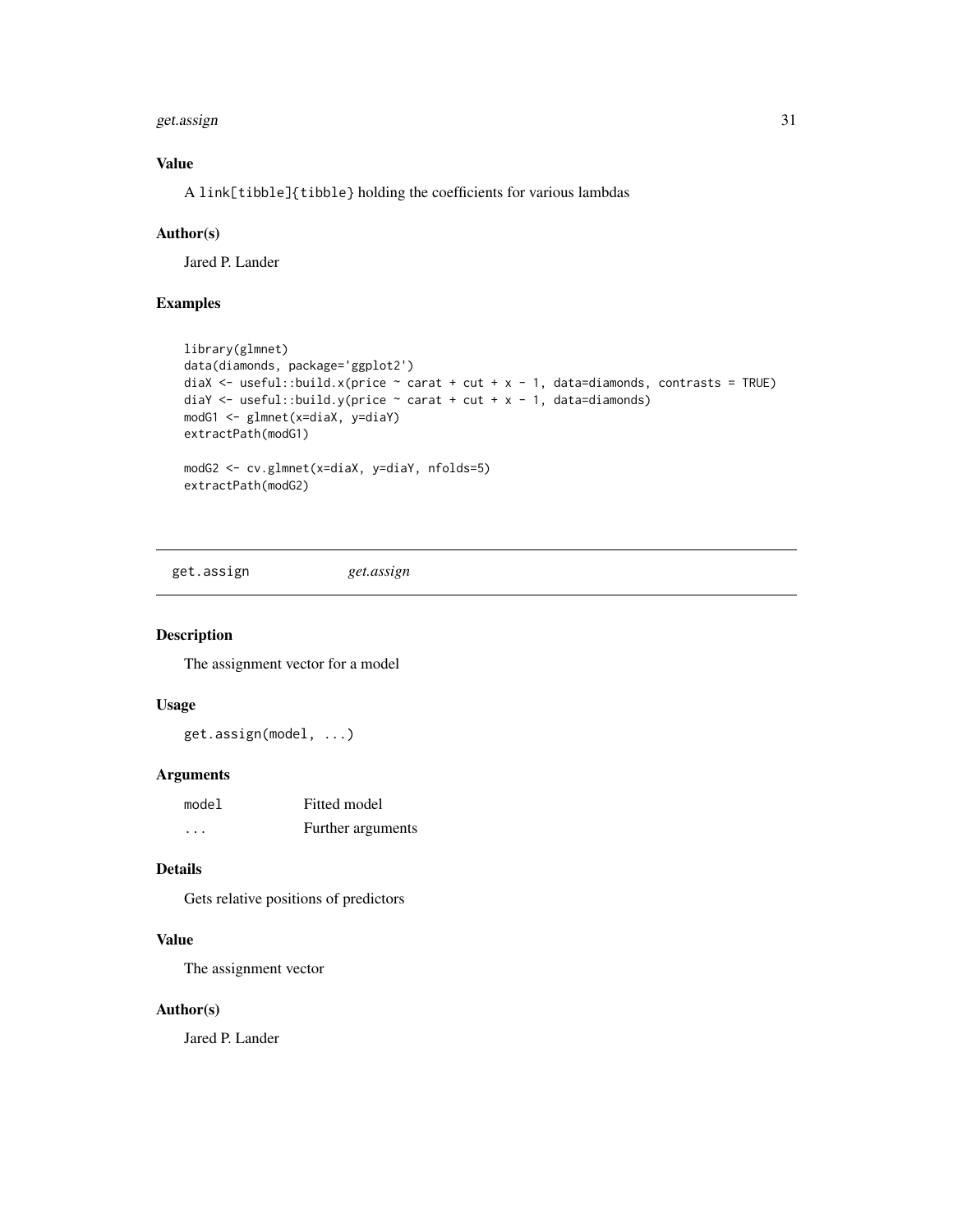### Value

A link[tibble]{tibble} holding the coefficients for various lambdas

### Author(s)

Jared P. Lander

### Examples

```
library(glmnet)
data(diamonds, package='ggplot2')
diaX <- useful::build.x(price ~ carat + cut + x - 1, data=diamonds, contrasts = TRUE)
diaY <- useful::build.y(price ~ carat + cut + x - 1, data=diamonds)
modG1 <- glmnet(x=diaX, y=diaY)
extractPath(modG1)

modG2 <- cv.glmnet(x=diaX, y=diaY, nfolds=5)
extractPath(modG2)
```

## get.assign *get.assign*

### Description

The assignment vector for a model

### Usage

```
get.assign(model, ...)
```

### Arguments

| | |
|---|---|
| model | Fitted model |
| ... | Further arguments |

### Details

Gets relative positions of predictors

### Value

The assignment vector

### Author(s)

Jared P. Lander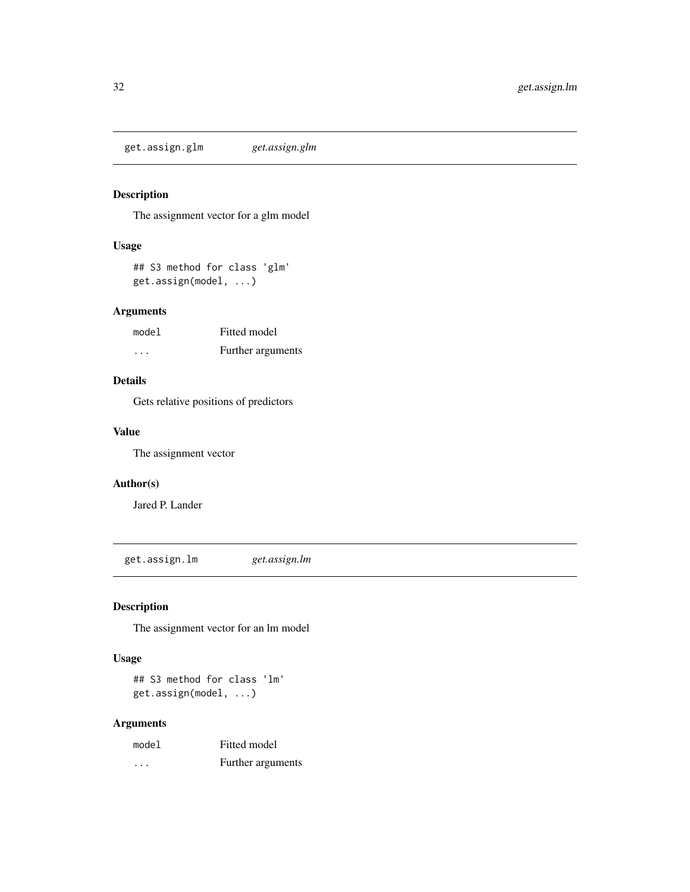## get.assign.glm *get.assign.glm*

### Description

The assignment vector for a glm model

### Usage

```
## S3 method for class 'glm'
get.assign(model, ...)
```

### Arguments

| | |
|---|---|
| model | Fitted model |
| ... | Further arguments |

### Details

Gets relative positions of predictors

### Value

The assignment vector

### Author(s)

Jared P. Lander

## get.assign.lm *get.assign.lm*

### Description

The assignment vector for an lm model

### Usage

```
## S3 method for class 'lm'
get.assign(model, ...)
```

### Arguments

| | |
|---|---|
| model | Fitted model |
| ... | Further arguments |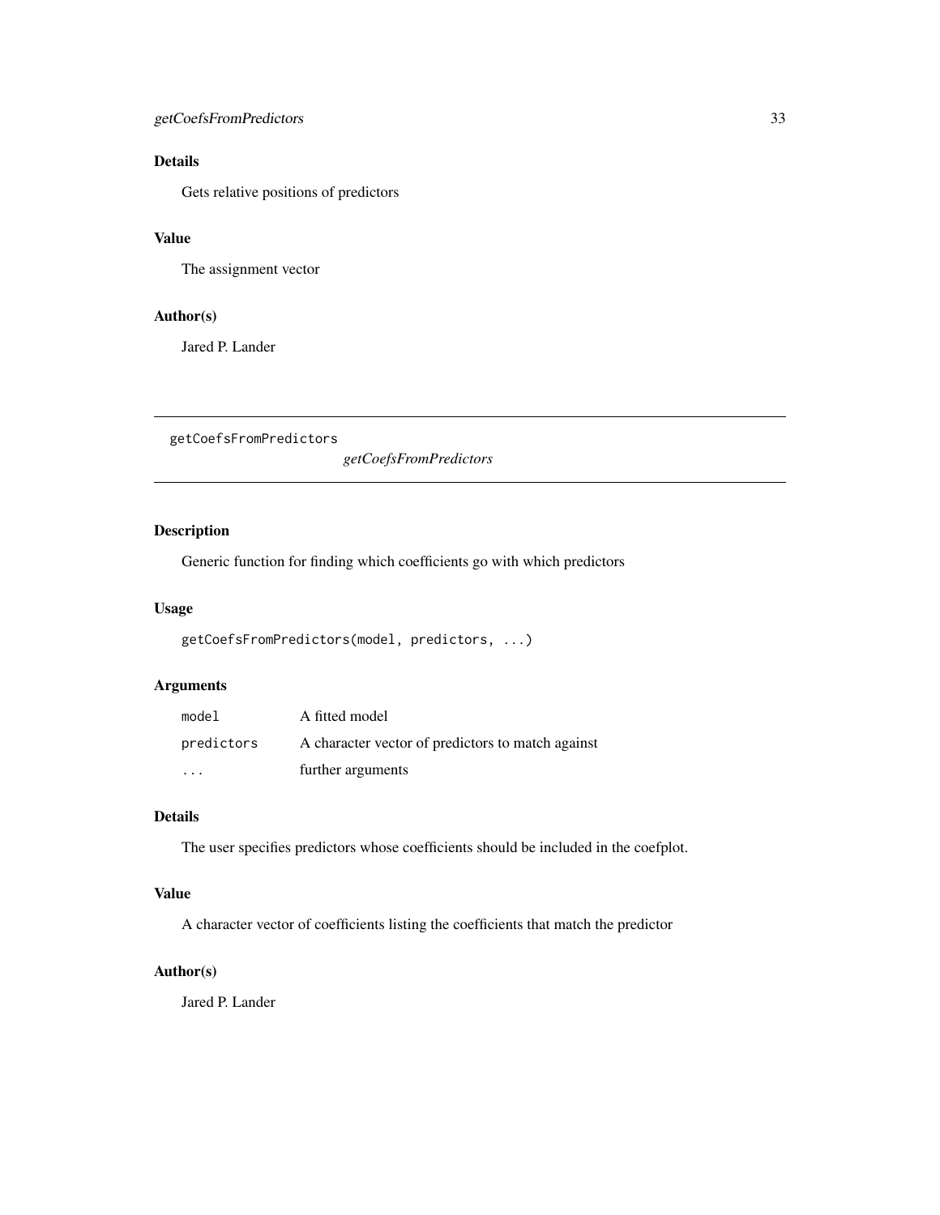### Details

Gets relative positions of predictors

### Value

The assignment vector

### Author(s)

Jared P. Lander

---

## getCoefsFromPredictors

*getCoefsFromPredictors*

---

### Description

Generic function for finding which coefficients go with which predictors

### Usage

```
getCoefsFromPredictors(model, predictors, ...)
```

### Arguments

| | |
|---|---|
| `model` | A fitted model |
| `predictors` | A character vector of predictors to match against |
| `...` | further arguments |

### Details

The user specifies predictors whose coefficients should be included in the coefplot.

### Value

A character vector of coefficients listing the coefficients that match the predictor

### Author(s)

Jared P. Lander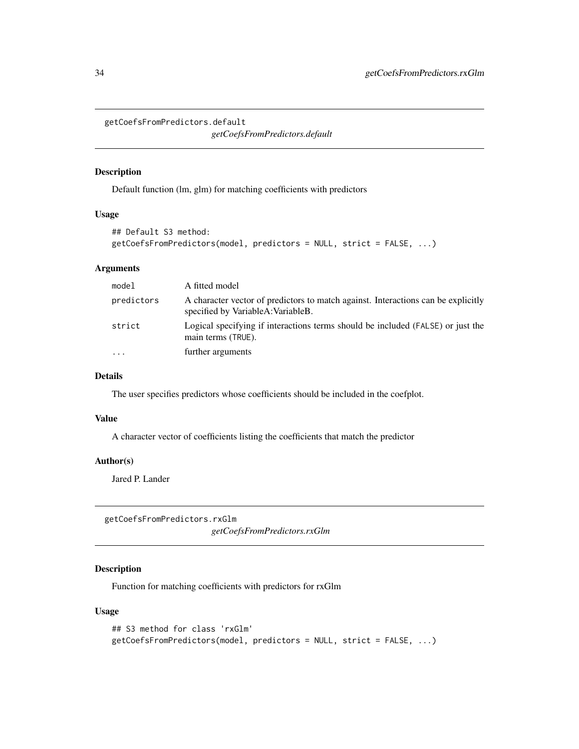## getCoefsFromPredictors.default

*getCoefsFromPredictors.default*

### Description

Default function (lm, glm) for matching coefficients with predictors

### Usage

```
## Default S3 method:
getCoefsFromPredictors(model, predictors = NULL, strict = FALSE, ...)
```

### Arguments

| | |
|---|---|
| `model` | A fitted model |
| `predictors` | A character vector of predictors to match against. Interactions can be explicitly specified by VariableA:VariableB. |
| `strict` | Logical specifying if interactions terms should be included (`FALSE`) or just the main terms (`TRUE`). |
| `...` | further arguments |

### Details

The user specifies predictors whose coefficients should be included in the coefplot.

### Value

A character vector of coefficients listing the coefficients that match the predictor

### Author(s)

Jared P. Lander

## getCoefsFromPredictors.rxGlm

*getCoefsFromPredictors.rxGlm*

### Description

Function for matching coefficients with predictors for rxGlm

### Usage

```
## S3 method for class 'rxGlm'
getCoefsFromPredictors(model, predictors = NULL, strict = FALSE, ...)
```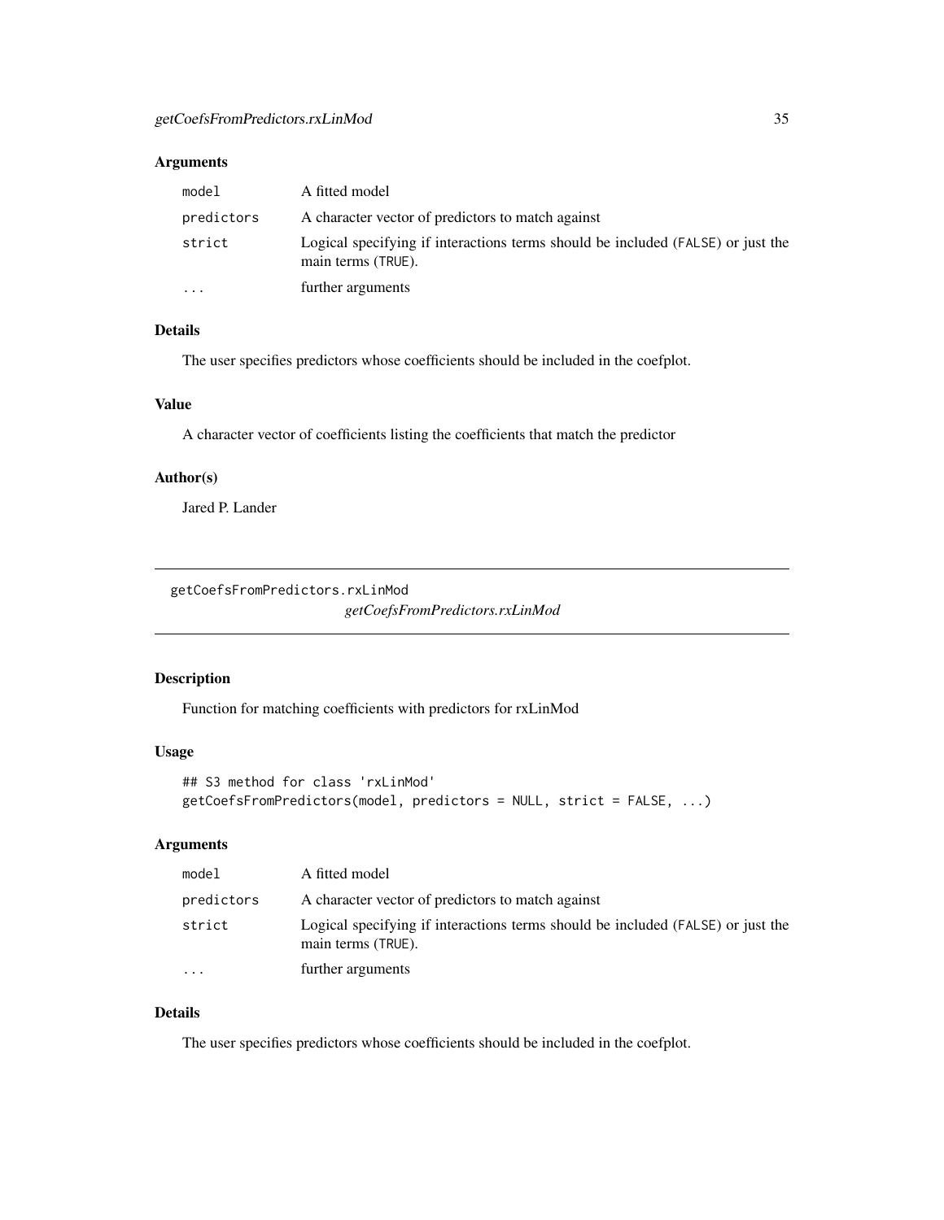### Arguments

| | |
|---|---|
| `model` | A fitted model |
| `predictors` | A character vector of predictors to match against |
| `strict` | Logical specifying if interactions terms should be included (`FALSE`) or just the main terms (`TRUE`). |
| `...` | further arguments |

### Details

The user specifies predictors whose coefficients should be included in the coefplot.

### Value

A character vector of coefficients listing the coefficients that match the predictor

### Author(s)

Jared P. Lander

---

## getCoefsFromPredictors.rxLinMod

*getCoefsFromPredictors.rxLinMod*

---

### Description

Function for matching coefficients with predictors for rxLinMod

### Usage

```
## S3 method for class 'rxLinMod'
getCoefsFromPredictors(model, predictors = NULL, strict = FALSE, ...)
```

### Arguments

| | |
|---|---|
| `model` | A fitted model |
| `predictors` | A character vector of predictors to match against |
| `strict` | Logical specifying if interactions terms should be included (`FALSE`) or just the main terms (`TRUE`). |
| `...` | further arguments |

### Details

The user specifies predictors whose coefficients should be included in the coefplot.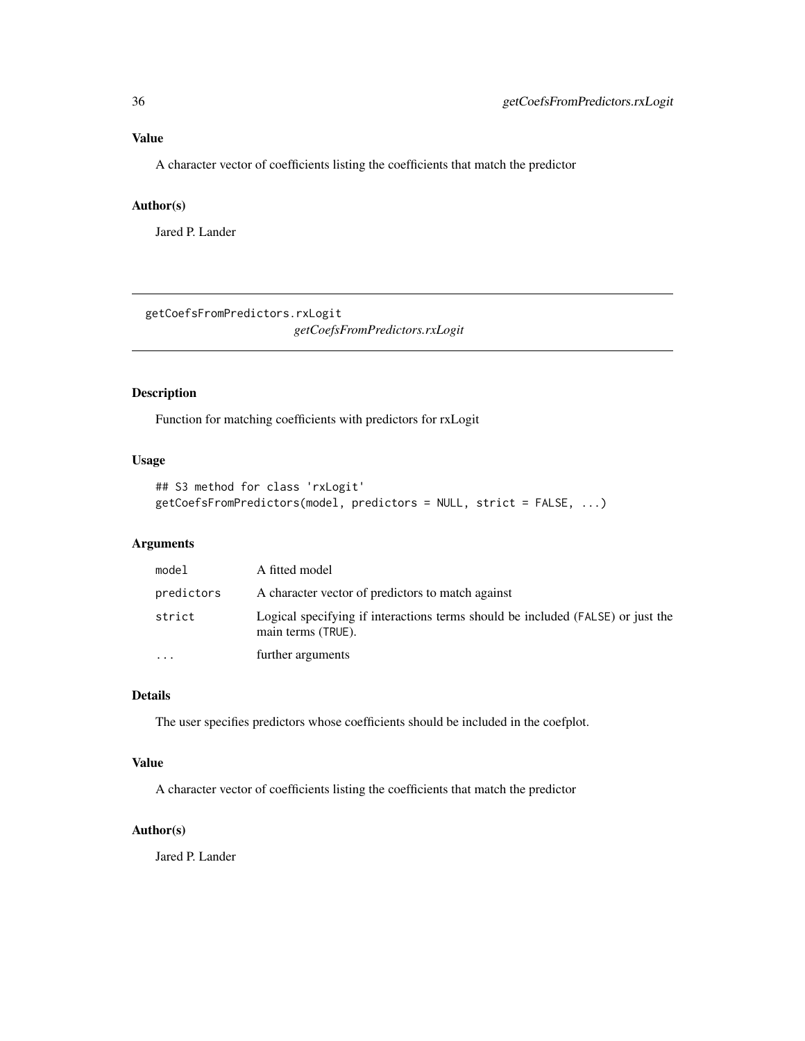## Value

A character vector of coefficients listing the coefficients that match the predictor

## Author(s)

Jared P. Lander

---

# getCoefsFromPredictors.rxLogit

*getCoefsFromPredictors.rxLogit*

## Description

Function for matching coefficients with predictors for rxLogit

## Usage

```
## S3 method for class 'rxLogit'
getCoefsFromPredictors(model, predictors = NULL, strict = FALSE, ...)
```

## Arguments

| | |
|---|---|
| `model` | A fitted model |
| `predictors` | A character vector of predictors to match against |
| `strict` | Logical specifying if interactions terms should be included (`FALSE`) or just the main terms (`TRUE`). |
| `...` | further arguments |

## Details

The user specifies predictors whose coefficients should be included in the coefplot.

## Value

A character vector of coefficients listing the coefficients that match the predictor

## Author(s)

Jared P. Lander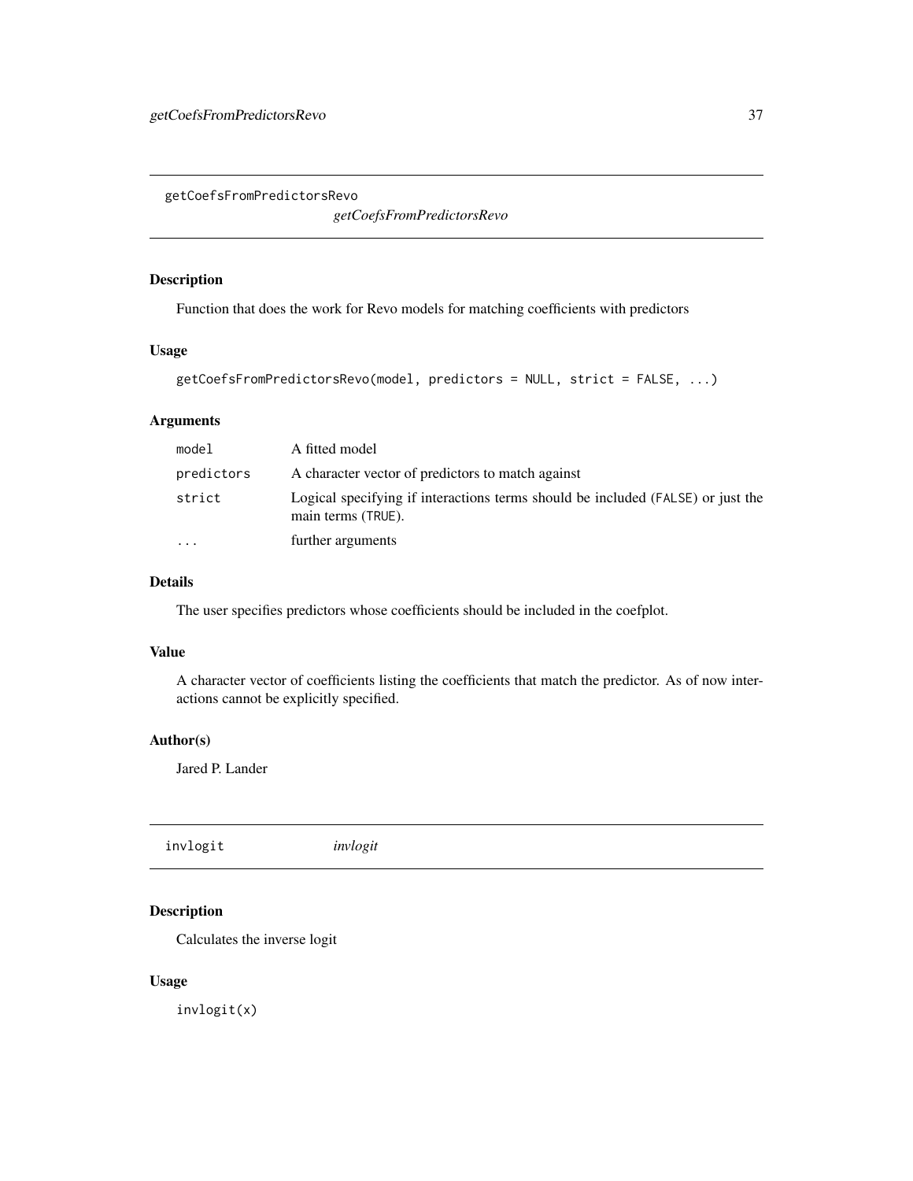## getCoefsFromPredictorsRevo

*getCoefsFromPredictorsRevo*

### Description

Function that does the work for Revo models for matching coefficients with predictors

### Usage

```
getCoefsFromPredictorsRevo(model, predictors = NULL, strict = FALSE, ...)
```

### Arguments

| | |
|---|---|
| `model` | A fitted model |
| `predictors` | A character vector of predictors to match against |
| `strict` | Logical specifying if interactions terms should be included (`FALSE`) or just the main terms (`TRUE`). |
| `...` | further arguments |

### Details

The user specifies predictors whose coefficients should be included in the coefplot.

### Value

A character vector of coefficients listing the coefficients that match the predictor. As of now interactions cannot be explicitly specified.

### Author(s)

Jared P. Lander

## invlogit

*invlogit*

### Description

Calculates the inverse logit

### Usage

```
invlogit(x)
```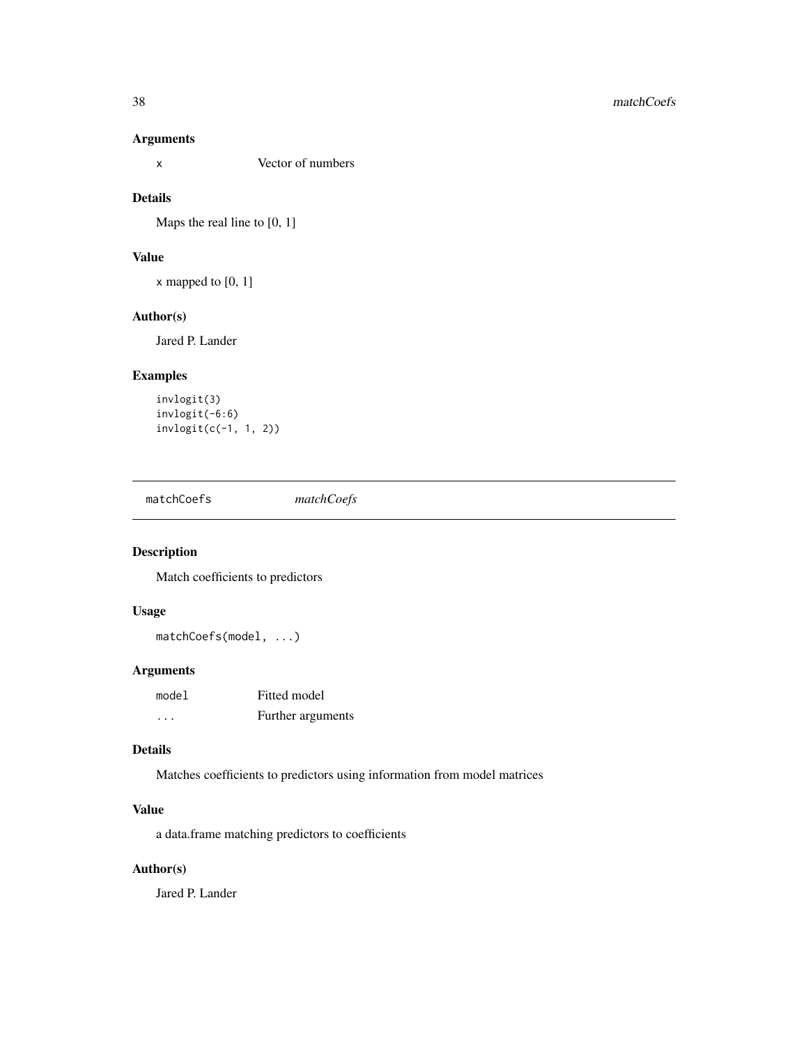### Arguments

| | |
|---|---|
| `x` | Vector of numbers |

### Details

Maps the real line to [0, 1]

### Value

`x` mapped to [0, 1]

### Author(s)

Jared P. Lander

### Examples

```
invlogit(3)
invlogit(-6:6)
invlogit(c(-1, 1, 2))
```

---

## matchCoefs *matchCoefs*

---

### Description

Match coefficients to predictors

### Usage

```
matchCoefs(model, ...)
```

### Arguments

| | |
|---|---|
| `model` | Fitted model |
| `...` | Further arguments |

### Details

Matches coefficients to predictors using information from model matrices

### Value

a data.frame matching predictors to coefficients

### Author(s)

Jared P. Lander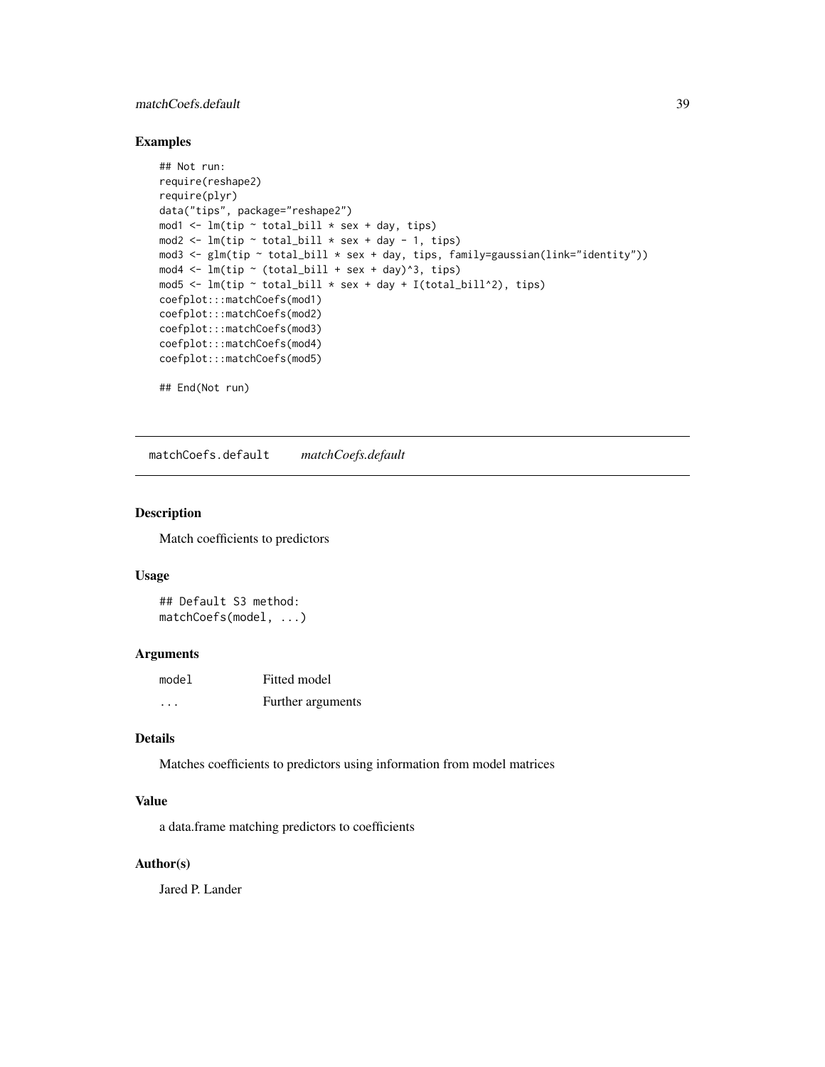## Examples

```
## Not run:
require(reshape2)
require(plyr)
data("tips", package="reshape2")
mod1 <- lm(tip ~ total_bill * sex + day, tips)
mod2 <- lm(tip ~ total_bill * sex + day - 1, tips)
mod3 <- glm(tip ~ total_bill * sex + day, tips, family=gaussian(link="identity"))
mod4 <- lm(tip ~ (total_bill + sex + day)^3, tips)
mod5 <- lm(tip ~ total_bill * sex + day + I(total_bill^2), tips)
coefplot:::matchCoefs(mod1)
coefplot:::matchCoefs(mod2)
coefplot:::matchCoefs(mod3)
coefplot:::matchCoefs(mod4)
coefplot:::matchCoefs(mod5)

## End(Not run)
```

---

# matchCoefs.default    *matchCoefs.default*

## Description

Match coefficients to predictors

## Usage

```
## Default S3 method:
matchCoefs(model, ...)
```

## Arguments

| | |
|---|---|
| model | Fitted model |
| ... | Further arguments |

## Details

Matches coefficients to predictors using information from model matrices

## Value

a data.frame matching predictors to coefficients

## Author(s)

Jared P. Lander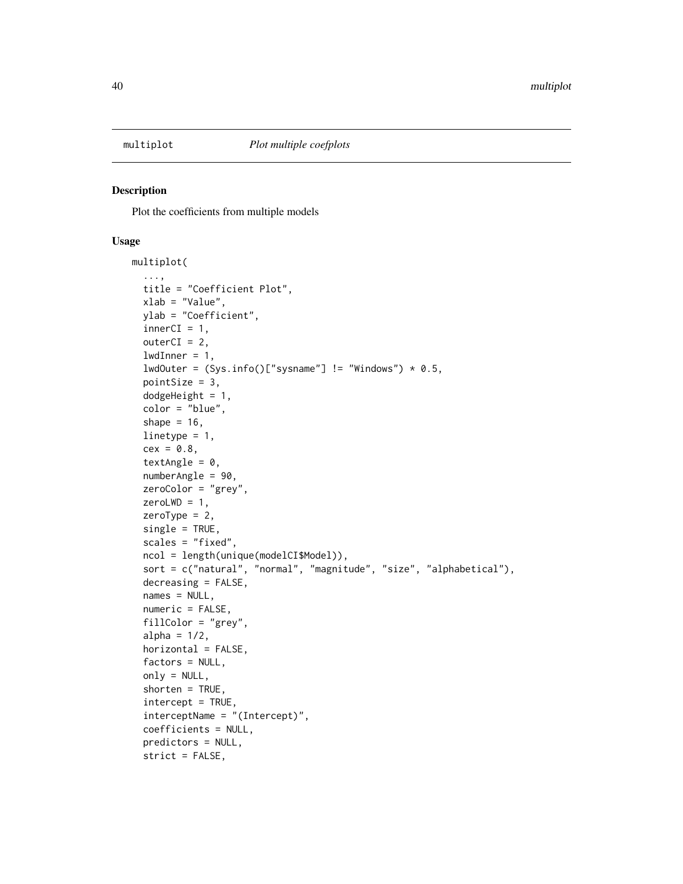`multiplot` *Plot multiple coefplots*

## Description

Plot the coefficients from multiple models

## Usage

```
multiplot(
  ...,
  title = "Coefficient Plot",
  xlab = "Value",
  ylab = "Coefficient",
  innerCI = 1,
  outerCI = 2,
  lwdInner = 1,
  lwdOuter = (Sys.info()["sysname"] != "Windows") * 0.5,
  pointSize = 3,
  dodgeHeight = 1,
  color = "blue",
  shape = 16,
  linetype = 1,
  cex = 0.8,
  textAngle = 0,
  numberAngle = 90,
  zeroColor = "grey",
  zeroLWD = 1,
  zeroType = 2,
  single = TRUE,
  scales = "fixed",
  ncol = length(unique(modelCI$Model)),
  sort = c("natural", "normal", "magnitude", "size", "alphabetical"),
  decreasing = FALSE,
  names = NULL,
  numeric = FALSE,
  fillColor = "grey",
  alpha = 1/2,
  horizontal = FALSE,
  factors = NULL,
  only = NULL,
  shorten = TRUE,
  intercept = TRUE,
  interceptName = "(Intercept)",
  coefficients = NULL,
  predictors = NULL,
  strict = FALSE,
```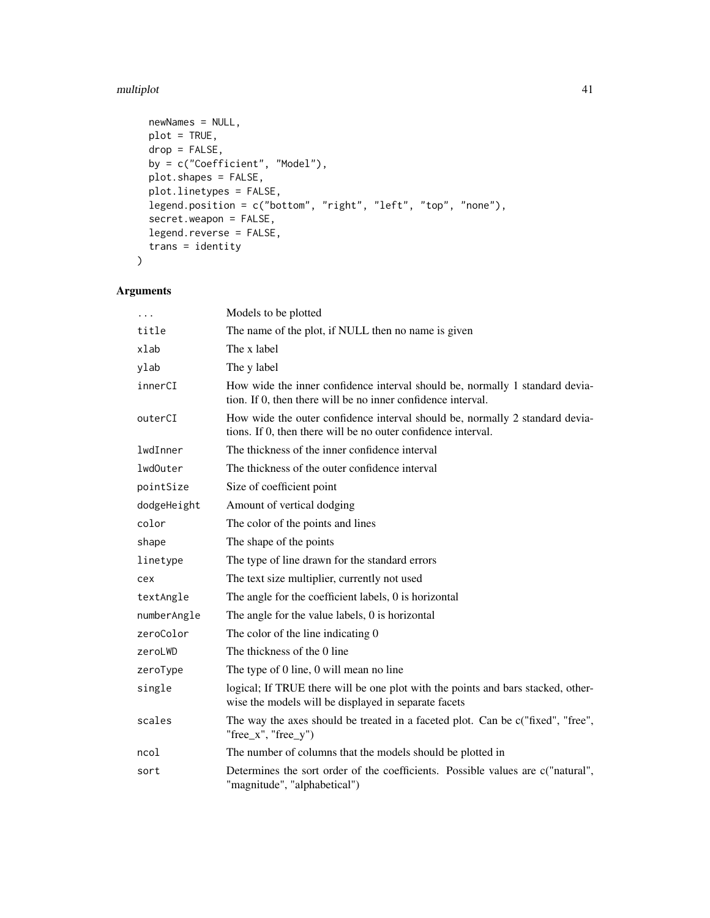```
    newNames = NULL,
    plot = TRUE,
    drop = FALSE,
    by = c("Coefficient", "Model"),
    plot.shapes = FALSE,
    plot.linetypes = FALSE,
    legend.position = c("bottom", "right", "left", "top", "none"),
    secret.weapon = FALSE,
    legend.reverse = FALSE,
    trans = identity
)
```

## Arguments

| | |
|---|---|
| `...` | Models to be plotted |
| `title` | The name of the plot, if NULL then no name is given |
| `xlab` | The x label |
| `ylab` | The y label |
| `innerCI` | How wide the inner confidence interval should be, normally 1 standard deviation. If 0, then there will be no inner confidence interval. |
| `outerCI` | How wide the outer confidence interval should be, normally 2 standard deviations. If 0, then there will be no outer confidence interval. |
| `lwdInner` | The thickness of the inner confidence interval |
| `lwdOuter` | The thickness of the outer confidence interval |
| `pointSize` | Size of coefficient point |
| `dodgeHeight` | Amount of vertical dodging |
| `color` | The color of the points and lines |
| `shape` | The shape of the points |
| `linetype` | The type of line drawn for the standard errors |
| `cex` | The text size multiplier, currently not used |
| `textAngle` | The angle for the coefficient labels, 0 is horizontal |
| `numberAngle` | The angle for the value labels, 0 is horizontal |
| `zeroColor` | The color of the line indicating 0 |
| `zeroLWD` | The thickness of the 0 line |
| `zeroType` | The type of 0 line, 0 will mean no line |
| `single` | logical; If TRUE there will be one plot with the points and bars stacked, otherwise the models will be displayed in separate facets |
| `scales` | The way the axes should be treated in a faceted plot. Can be c("fixed", "free", "free_x", "free_y") |
| `ncol` | The number of columns that the models should be plotted in |
| `sort` | Determines the sort order of the coefficients. Possible values are c("natural", "magnitude", "alphabetical") |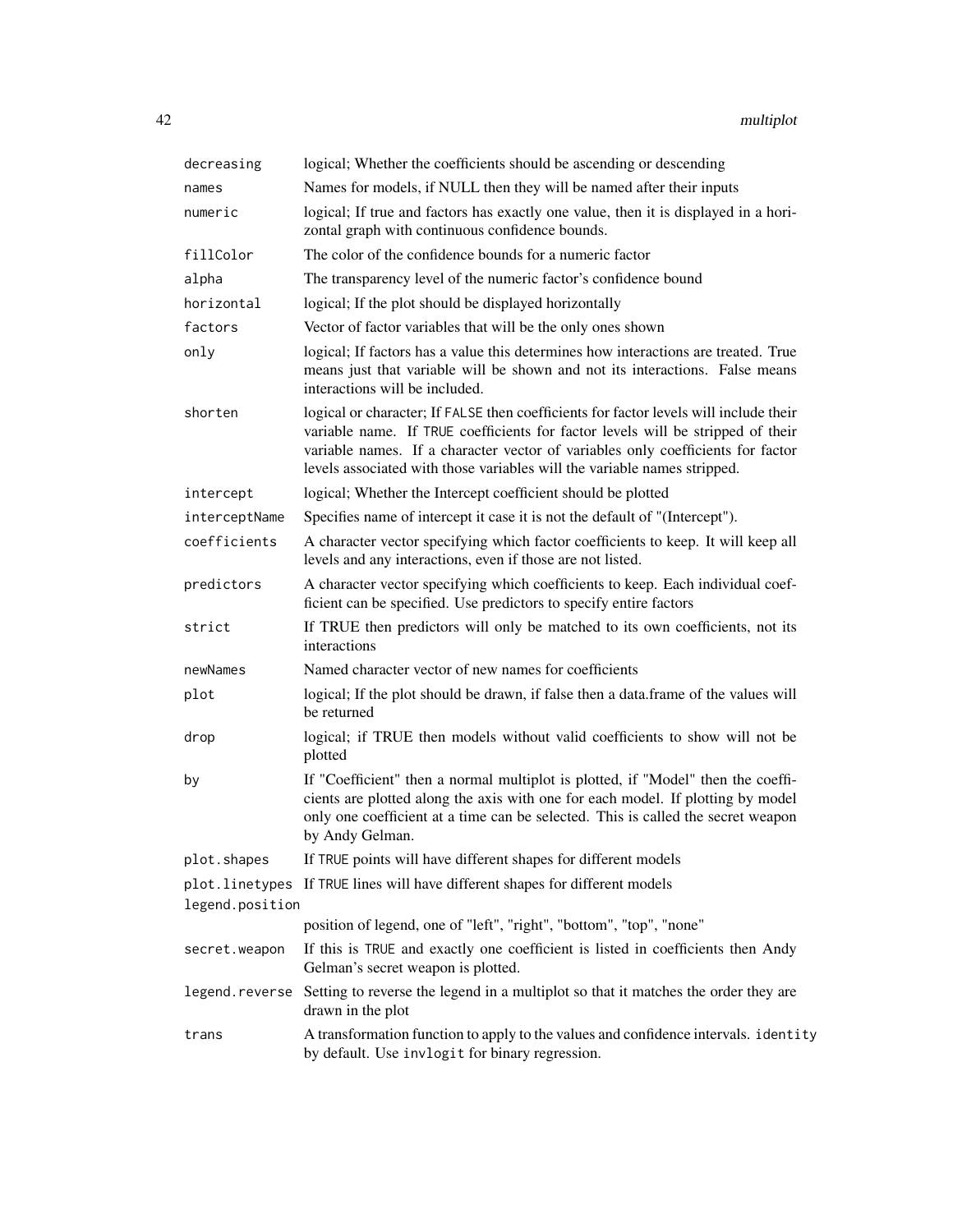| | |
|---|---|
| `decreasing` | logical; Whether the coefficients should be ascending or descending |
| `names` | Names for models, if NULL then they will be named after their inputs |
| `numeric` | logical; If true and factors has exactly one value, then it is displayed in a horizontal graph with continuous confidence bounds. |
| `fillColor` | The color of the confidence bounds for a numeric factor |
| `alpha` | The transparency level of the numeric factor's confidence bound |
| `horizontal` | logical; If the plot should be displayed horizontally |
| `factors` | Vector of factor variables that will be the only ones shown |
| `only` | logical; If factors has a value this determines how interactions are treated. True means just that variable will be shown and not its interactions. False means interactions will be included. |
| `shorten` | logical or character; If `FALSE` then coefficients for factor levels will include their variable name. If `TRUE` coefficients for factor levels will be stripped of their variable names. If a character vector of variables only coefficients for factor levels associated with those variables will the variable names stripped. |
| `intercept` | logical; Whether the Intercept coefficient should be plotted |
| `interceptName` | Specifies name of intercept it case it is not the default of "(Intercept"). |
| `coefficients` | A character vector specifying which factor coefficients to keep. It will keep all levels and any interactions, even if those are not listed. |
| `predictors` | A character vector specifying which coefficients to keep. Each individual coefficient can be specified. Use predictors to specify entire factors |
| `strict` | If TRUE then predictors will only be matched to its own coefficients, not its interactions |
| `newNames` | Named character vector of new names for coefficients |
| `plot` | logical; If the plot should be drawn, if false then a data.frame of the values will be returned |
| `drop` | logical; if TRUE then models without valid coefficients to show will not be plotted |
| `by` | If "Coefficient" then a normal multiplot is plotted, if "Model" then the coefficients are plotted along the axis with one for each model. If plotting by model only one coefficient at a time can be selected. This is called the secret weapon by Andy Gelman. |
| `plot.shapes` | If `TRUE` points will have different shapes for different models |
| `plot.linetypes` | If `TRUE` lines will have different shapes for different models |
| `legend.position` | position of legend, one of "left", "right", "bottom", "top", "none" |
| `secret.weapon` | If this is `TRUE` and exactly one coefficient is listed in coefficients then Andy Gelman's secret weapon is plotted. |
| `legend.reverse` | Setting to reverse the legend in a multiplot so that it matches the order they are drawn in the plot |
| `trans` | A transformation function to apply to the values and confidence intervals. `identity` by default. Use `invlogit` for binary regression. |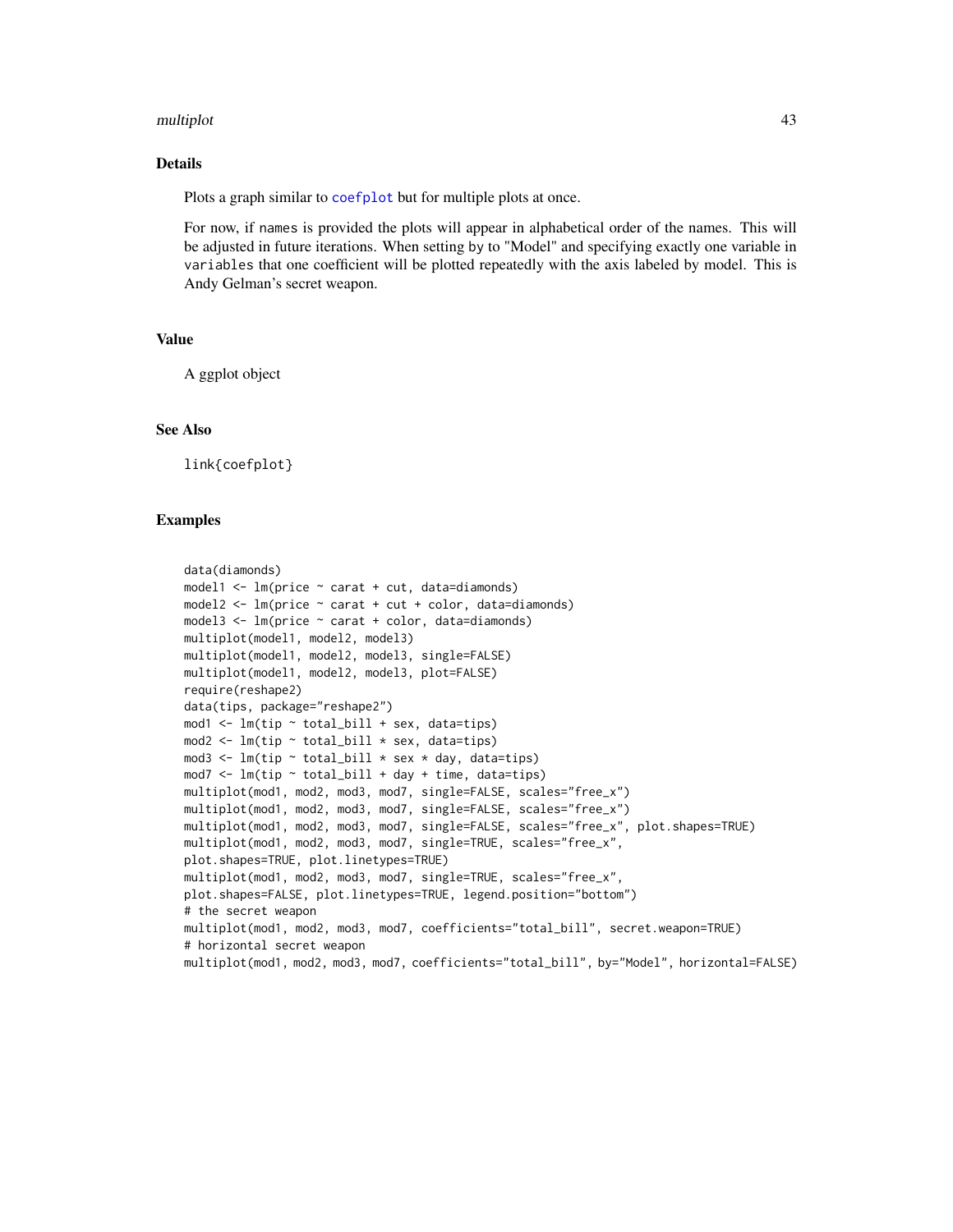## Details

Plots a graph similar to `coefplot` but for multiple plots at once.

For now, if names is provided the plots will appear in alphabetical order of the names. This will be adjusted in future iterations. When setting by to "Model" and specifying exactly one variable in `variables` that one coefficient will be plotted repeatedly with the axis labeled by model. This is Andy Gelman's secret weapon.

## Value

A ggplot object

## See Also

`link{coefplot}`

## Examples

```
data(diamonds)
model1 <- lm(price ~ carat + cut, data=diamonds)
model2 <- lm(price ~ carat + cut + color, data=diamonds)
model3 <- lm(price ~ carat + color, data=diamonds)
multiplot(model1, model2, model3)
multiplot(model1, model2, model3, single=FALSE)
multiplot(model1, model2, model3, plot=FALSE)
require(reshape2)
data(tips, package="reshape2")
mod1 <- lm(tip ~ total_bill + sex, data=tips)
mod2 <- lm(tip ~ total_bill * sex, data=tips)
mod3 <- lm(tip ~ total_bill * sex * day, data=tips)
mod7 <- lm(tip ~ total_bill + day + time, data=tips)
multiplot(mod1, mod2, mod3, mod7, single=FALSE, scales="free_x")
multiplot(mod1, mod2, mod3, mod7, single=FALSE, scales="free_x")
multiplot(mod1, mod2, mod3, mod7, single=FALSE, scales="free_x", plot.shapes=TRUE)
multiplot(mod1, mod2, mod3, mod7, single=TRUE, scales="free_x",
plot.shapes=TRUE, plot.linetypes=TRUE)
multiplot(mod1, mod2, mod3, mod7, single=TRUE, scales="free_x",
plot.shapes=FALSE, plot.linetypes=TRUE, legend.position="bottom")
# the secret weapon
multiplot(mod1, mod2, mod3, mod7, coefficients="total_bill", secret.weapon=TRUE)
# horizontal secret weapon
multiplot(mod1, mod2, mod3, mod7, coefficients="total_bill", by="Model", horizontal=FALSE)
```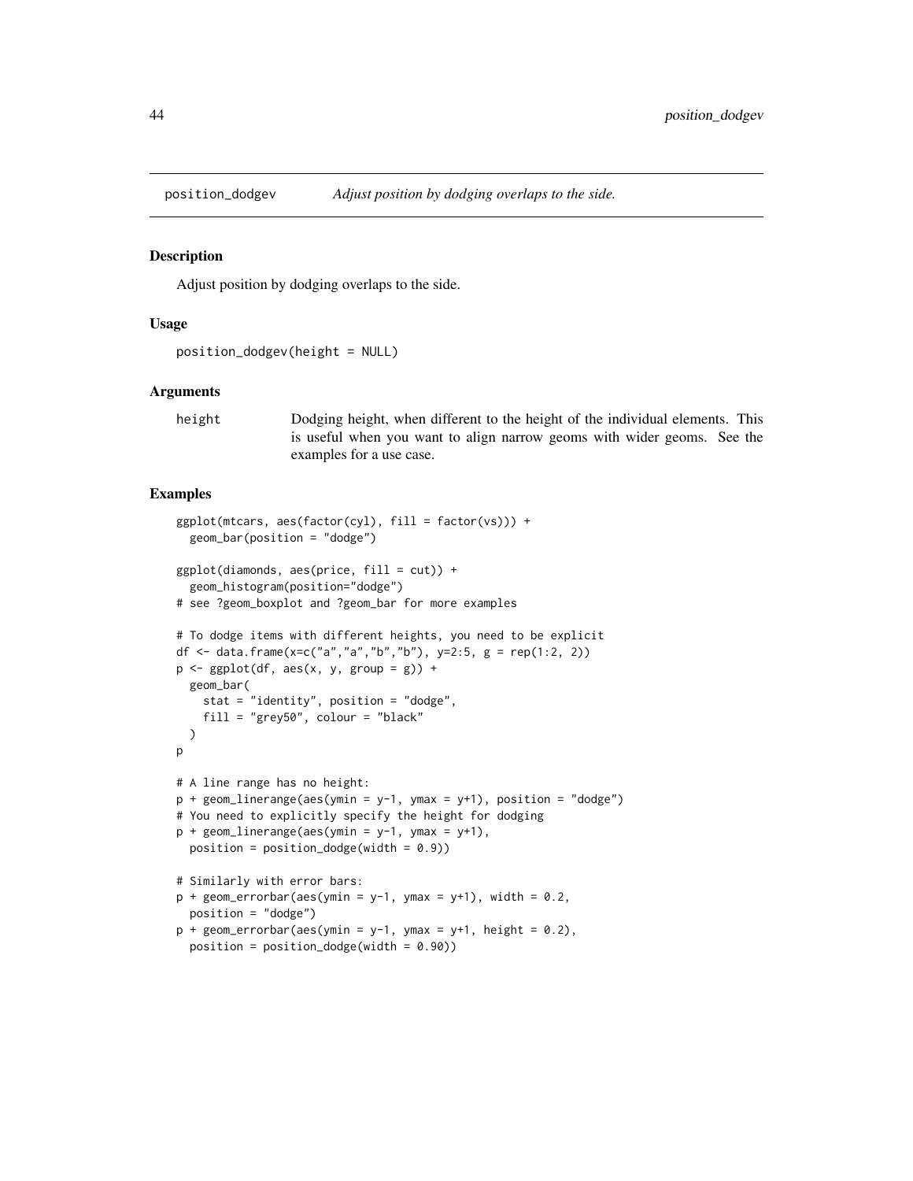## position_dodgev — *Adjust position by dodging overlaps to the side.*

### Description

Adjust position by dodging overlaps to the side.

### Usage

```
position_dodgev(height = NULL)
```

### Arguments

| | |
|---|---|
| height | Dodging height, when different to the height of the individual elements. This is useful when you want to align narrow geoms with wider geoms. See the examples for a use case. |

### Examples

```
ggplot(mtcars, aes(factor(cyl), fill = factor(vs))) +
  geom_bar(position = "dodge")

ggplot(diamonds, aes(price, fill = cut)) +
  geom_histogram(position="dodge")
# see ?geom_boxplot and ?geom_bar for more examples

# To dodge items with different heights, you need to be explicit
df <- data.frame(x=c("a","a","b","b"), y=2:5, g = rep(1:2, 2))
p <- ggplot(df, aes(x, y, group = g)) +
  geom_bar(
    stat = "identity", position = "dodge",
    fill = "grey50", colour = "black"
  )
p

# A line range has no height:
p + geom_linerange(aes(ymin = y-1, ymax = y+1), position = "dodge")
# You need to explicitly specify the height for dodging
p + geom_linerange(aes(ymin = y-1, ymax = y+1),
  position = position_dodge(width = 0.9))

# Similarly with error bars:
p + geom_errorbar(aes(ymin = y-1, ymax = y+1), width = 0.2,
  position = "dodge")
p + geom_errorbar(aes(ymin = y-1, ymax = y+1, height = 0.2),
  position = position_dodge(width = 0.90))
```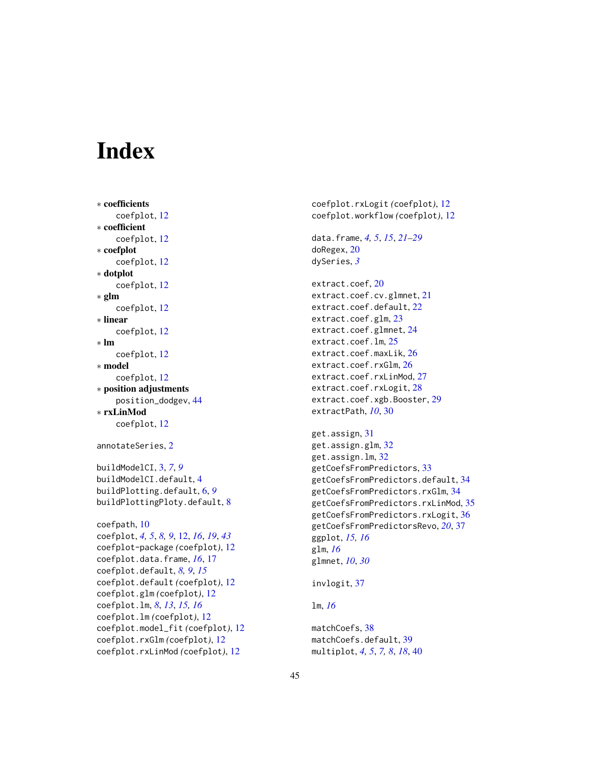# Index

∗ **coefficients**
  coefplot, 12
∗ **coefficient**
  coefplot, 12
∗ **coefplot**
  coefplot, 12
∗ **dotplot**
  coefplot, 12
∗ **glm**
  coefplot, 12
∗ **linear**
  coefplot, 12
∗ **lm**
  coefplot, 12
∗ **model**
  coefplot, 12
∗ **position adjustments**
  position_dodgev, 44
∗ **rxLinMod**
  coefplot, 12

annotateSeries, 2

buildModelCI, 3, *7*, *9*
buildModelCI.default, 4
buildPlotting.default, 6, *9*
buildPlottingPloty.default, 8

coefpath, 10
coefplot, *4, 5*, *8, 9*, 12, *16*, *19*, *43*
coefplot-package *(*coefplot*)*, 12
coefplot.data.frame, *16*, 17
coefplot.default, *8, 9*, *15*
coefplot.default *(*coefplot*)*, 12
coefplot.glm *(*coefplot*)*, 12
coefplot.lm, *8*, *13*, *15, 16*
coefplot.lm *(*coefplot*)*, 12
coefplot.model_fit *(*coefplot*)*, 12
coefplot.rxGlm *(*coefplot*)*, 12
coefplot.rxLinMod *(*coefplot*)*, 12
coefplot.rxLogit *(*coefplot*)*, 12
coefplot.workflow *(*coefplot*)*, 12

data.frame, *4, 5*, *15*, *21–29*
doRegex, 20
dySeries, *3*

extract.coef, 20
extract.coef.cv.glmnet, 21
extract.coef.default, 22
extract.coef.glm, 23
extract.coef.glmnet, 24
extract.coef.lm, 25
extract.coef.maxLik, 26
extract.coef.rxGlm, 26
extract.coef.rxLinMod, 27
extract.coef.rxLogit, 28
extract.coef.xgb.Booster, 29
extractPath, *10*, 30

get.assign, 31
get.assign.glm, 32
get.assign.lm, 32
getCoefsFromPredictors, 33
getCoefsFromPredictors.default, 34
getCoefsFromPredictors.rxGlm, 34
getCoefsFromPredictors.rxLinMod, 35
getCoefsFromPredictors.rxLogit, 36
getCoefsFromPredictorsRevo, *20*, 37
ggplot, *15, 16*
glm, *16*
glmnet, *10*, *30*

invlogit, 37

lm, *16*

matchCoefs, 38
matchCoefs.default, 39
multiplot, *4, 5*, *7, 8*, *18*, 40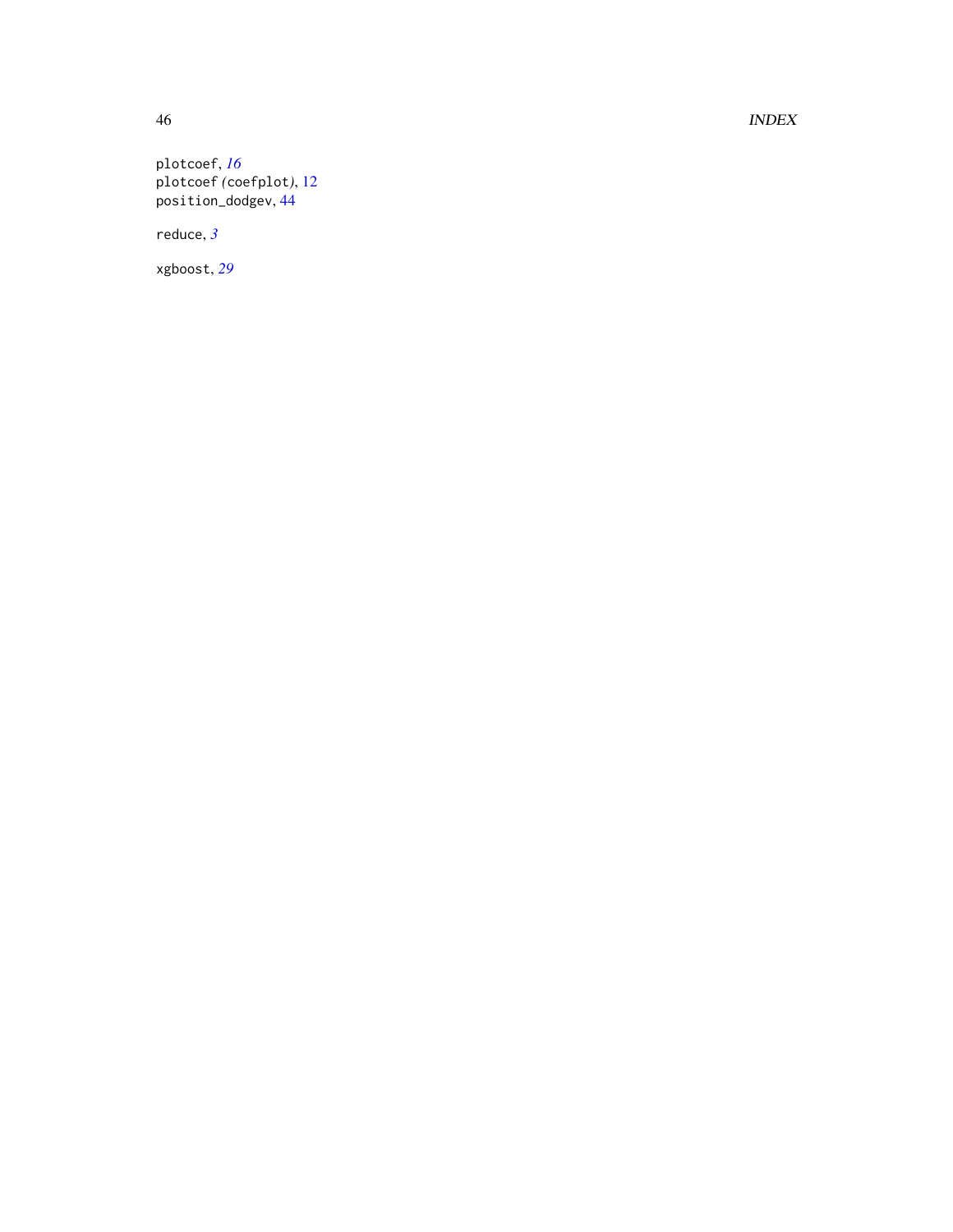plotcoef, *16*
plotcoef *(*coefplot*)*, 12
position_dodgev, 44

reduce, *3*

xgboost, *29*